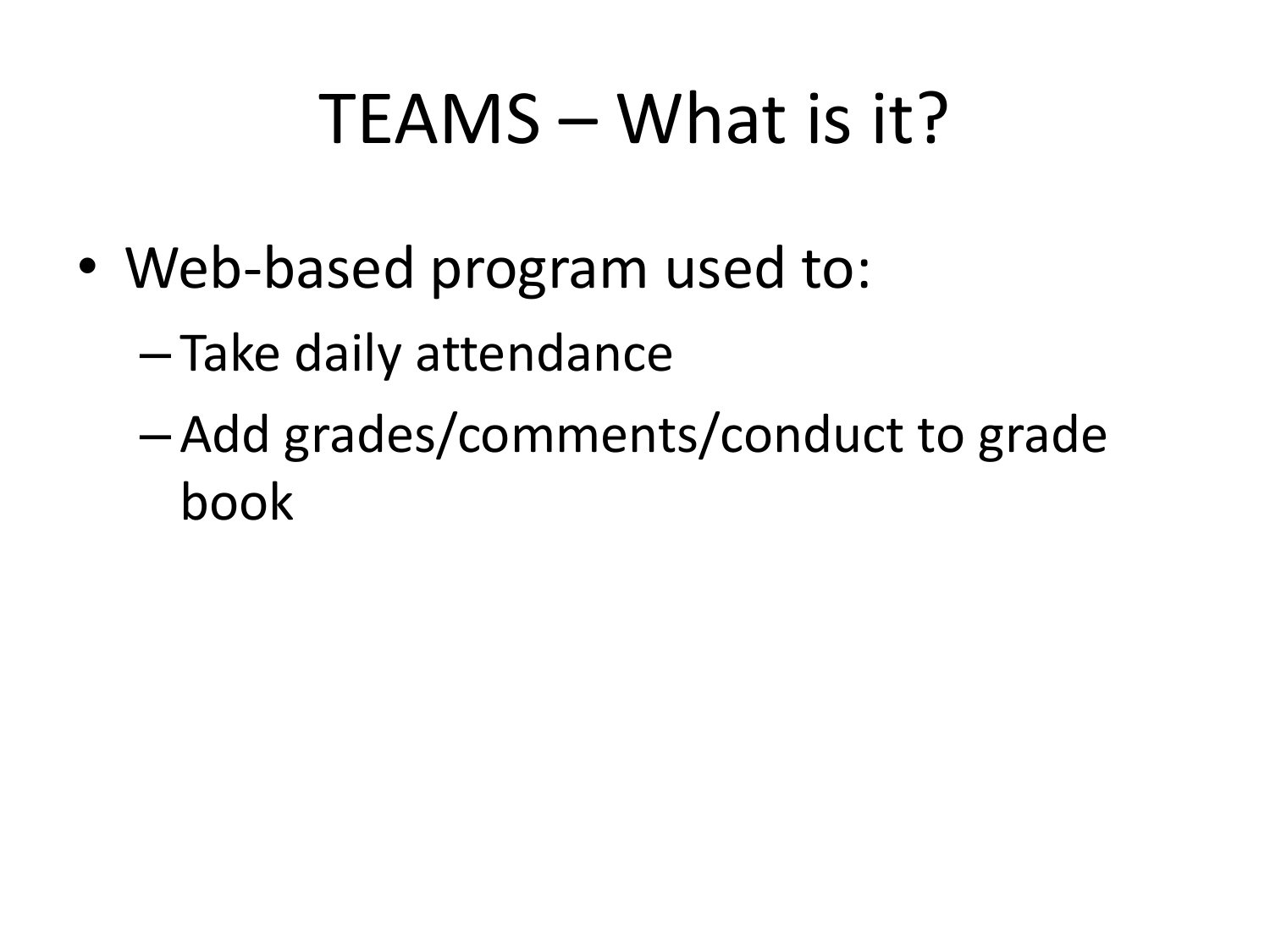# TEAMS – What is it?

- Web-based program used to:
  - Take daily attendance
  - Add grades/comments/conduct to grade book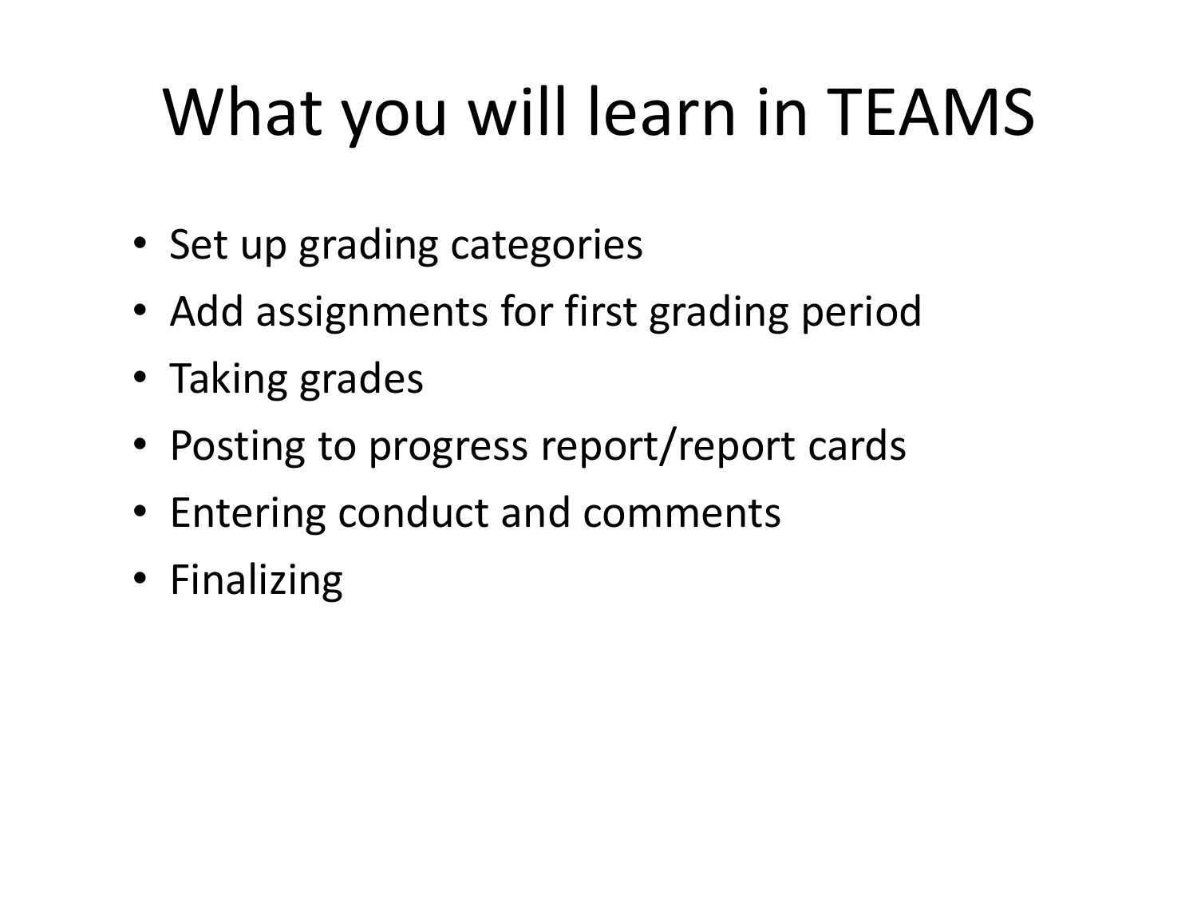# What you will learn in TEAMS

- Set up grading categories
- Add assignments for first grading period
- Taking grades
- Posting to progress report/report cards
- Entering conduct and comments
- Finalizing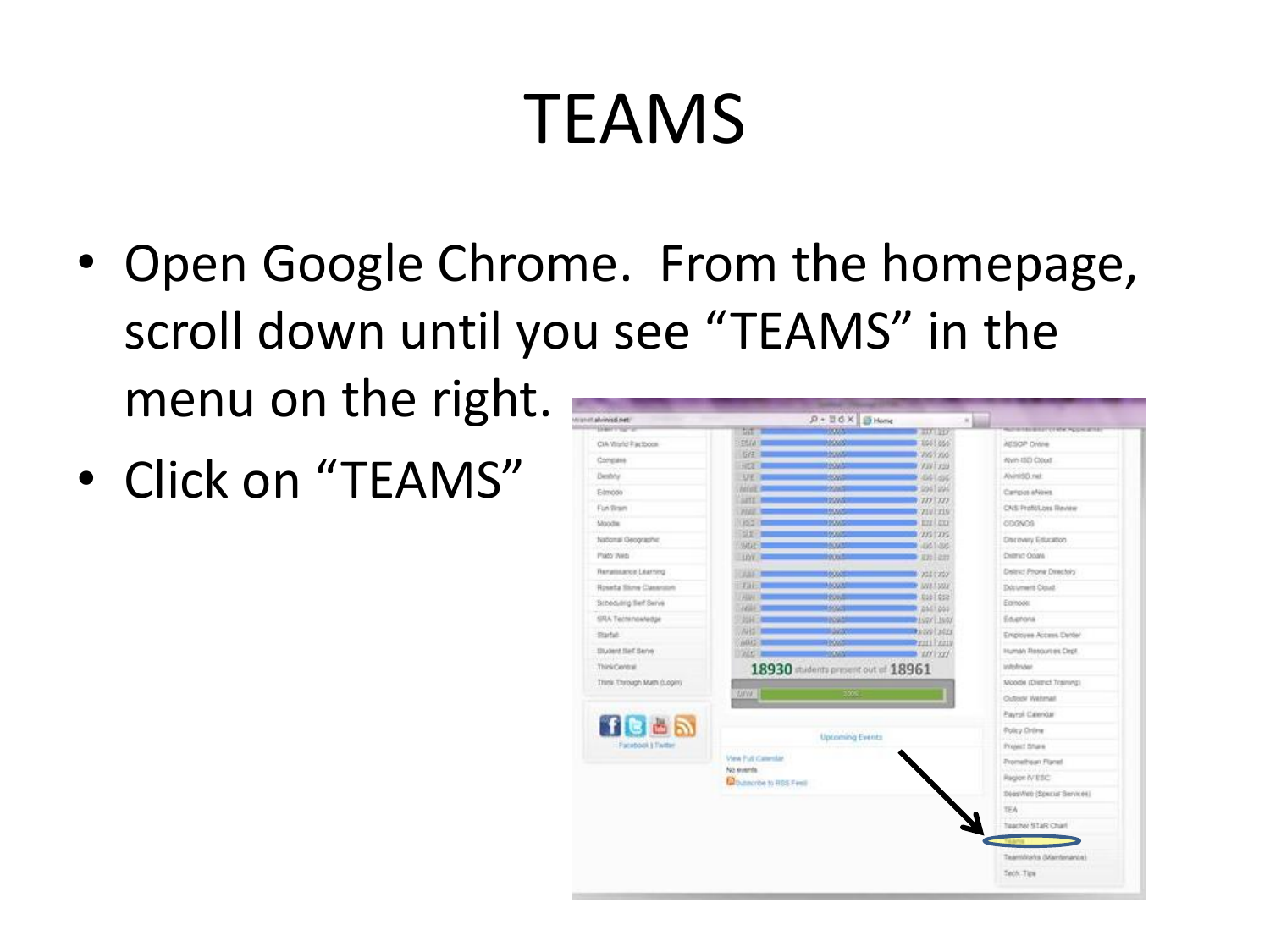# TEAMS

- Open Google Chrome. From the homepage, scroll down until you see "TEAMS" in the menu on the right.
- Click on "TEAMS"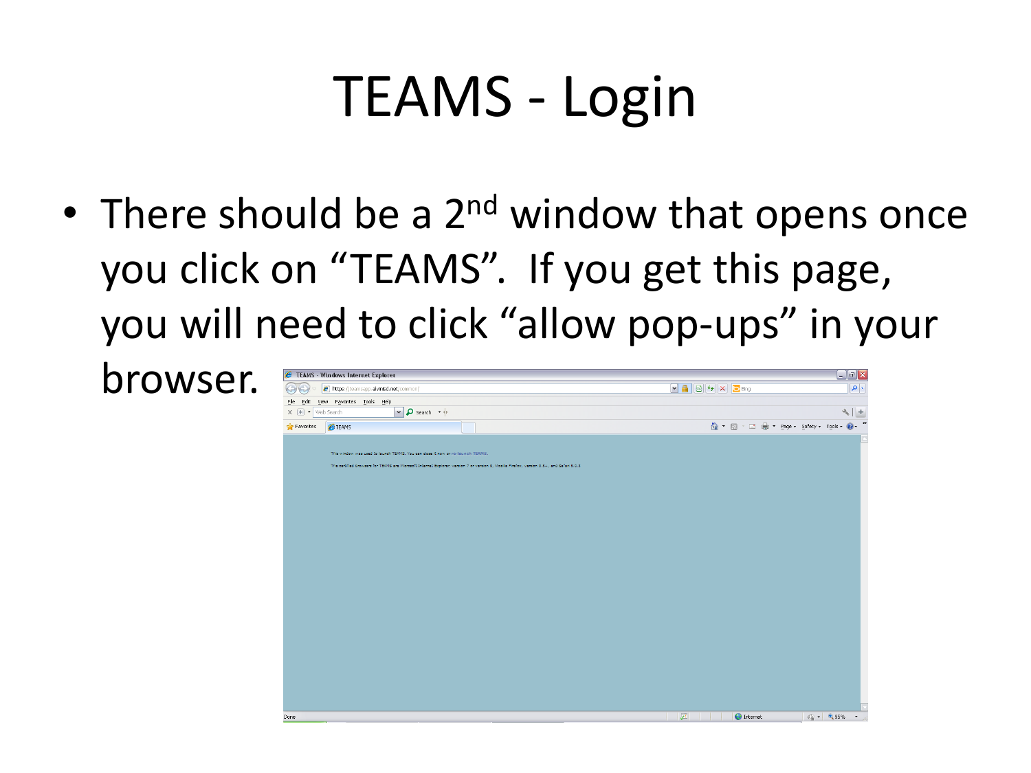# TEAMS - Login

- There should be a 2nd window that opens once you click on “TEAMS”. If you get this page, you will need to click “allow pop-ups” in your browser.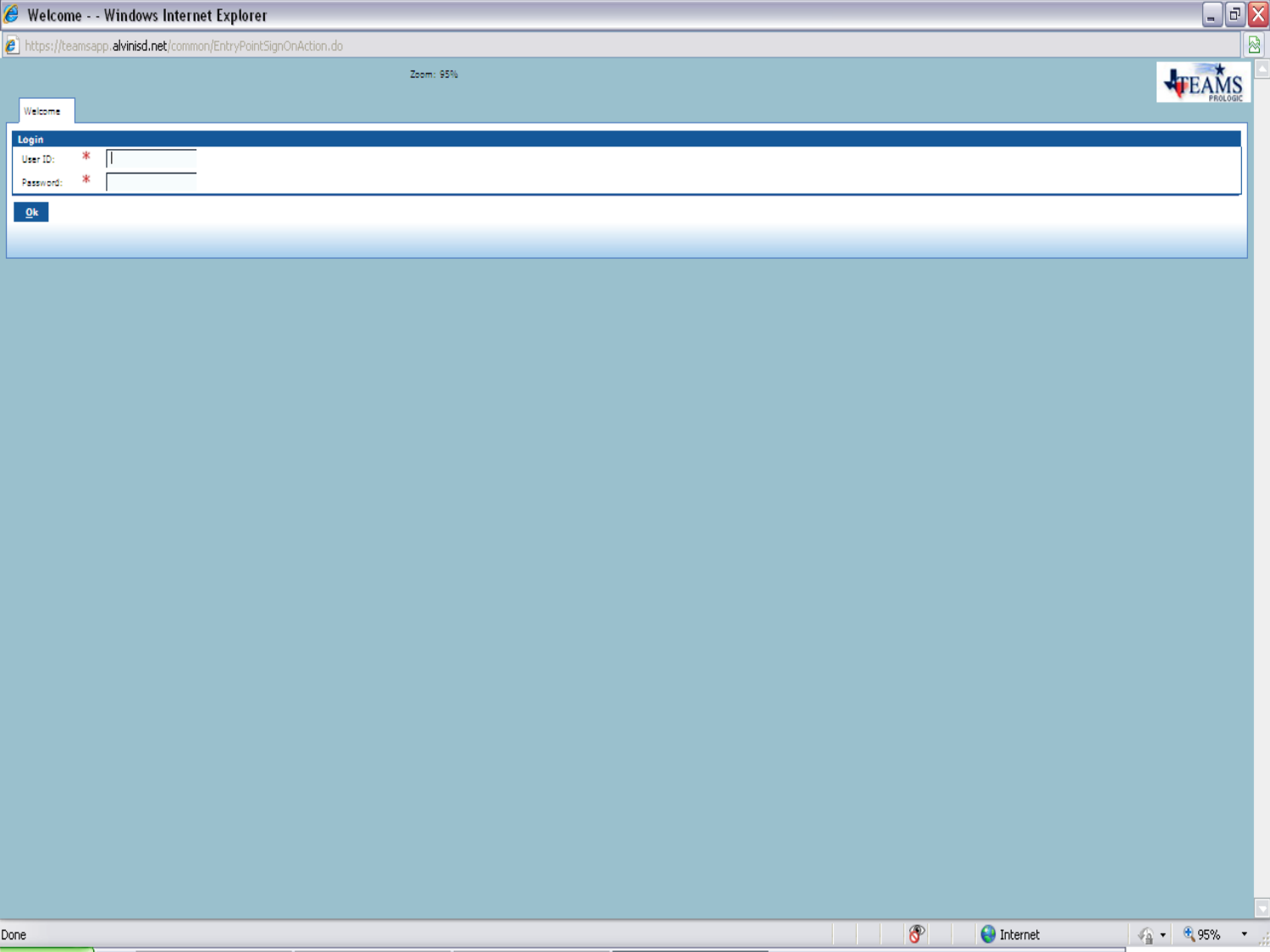Welcome - - Windows Internet Explorer

https://teamsapp.alvinisd.net/common/EntryPointSignOnAction.do

Zoom: 95%

TEAMS PROLOGIC

Welcome

**Login**

User ID: *

Password: *

Ok

Done | Internet | 95%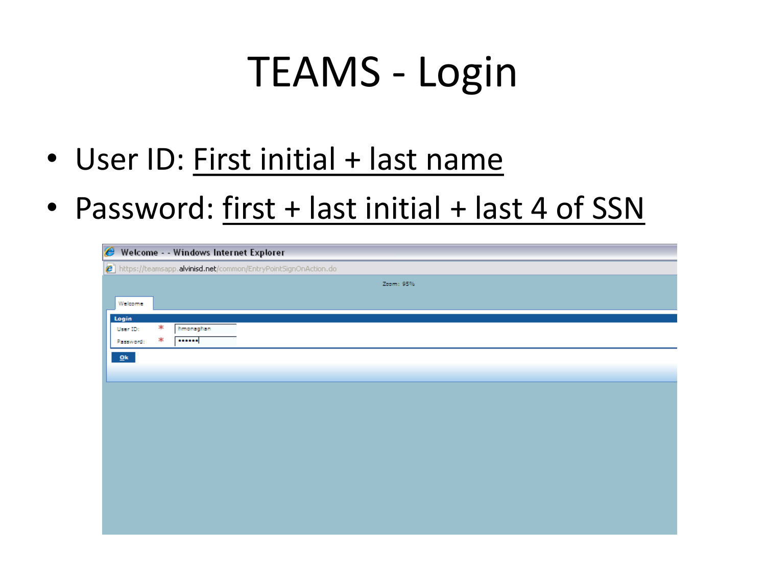# TEAMS - Login

- User ID: First initial + last name
- Password: first + last initial + last 4 of SSN

Welcome - - Windows Internet Explorer

https://teamsapp.alvinisd.net/common/EntryPointSignOnAction.do

Zoom: 95%

Welcome

**Login**

User ID: * fmonaghan

Password: * ••••••

Ok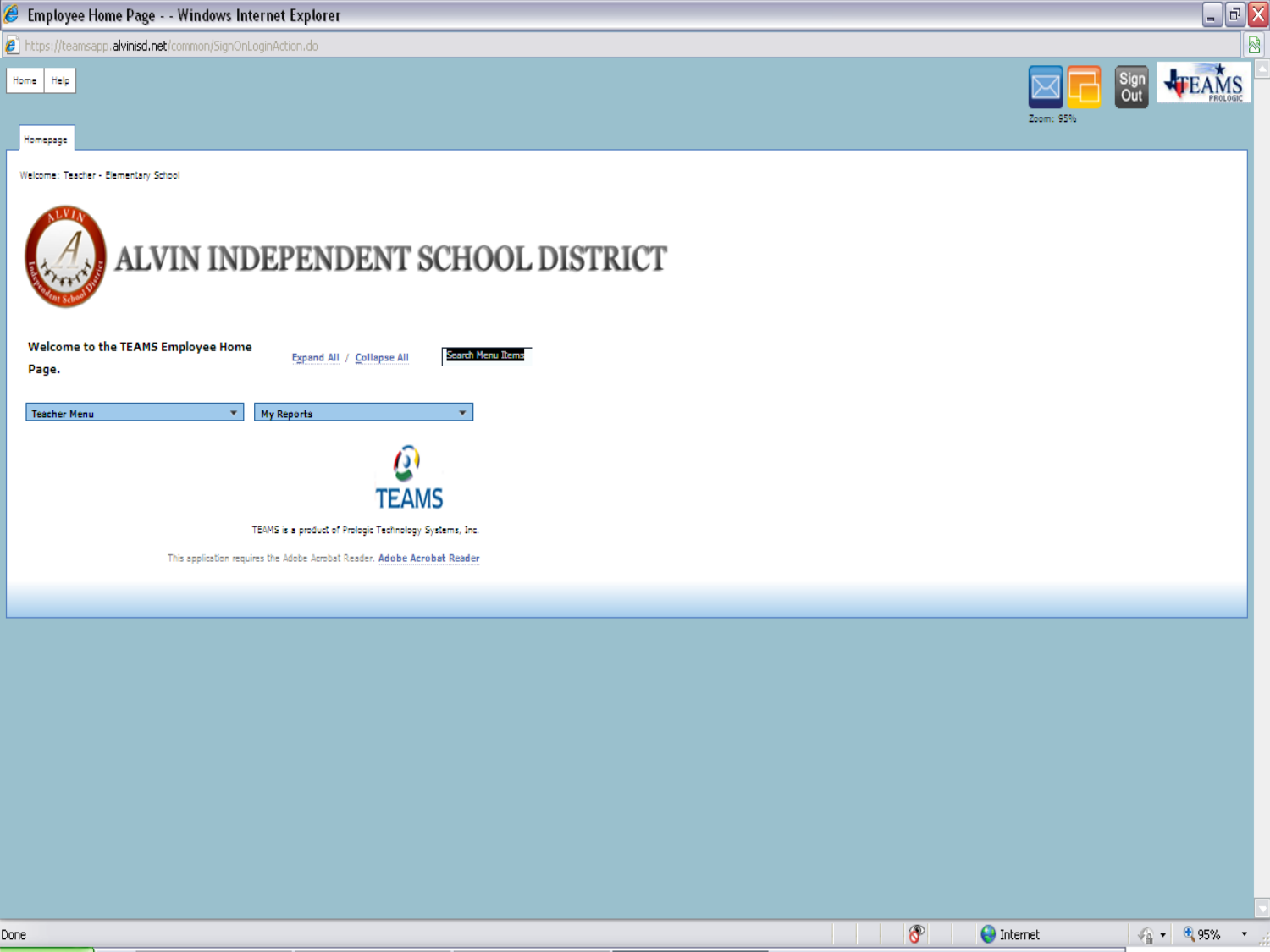Employee Home Page - - Windows Internet Explorer

https://teamsapp.alvinisd.net/common/SignOnLoginAction.do

Home | Help

Zoom: 95%

Sign Out

TEAMS PROLOGIC

Homepage

Welcome: Teacher - Elementary School

# ALVIN INDEPENDENT SCHOOL DISTRICT

**Welcome to the TEAMS Employee Home Page.**

Expand All / Collapse All

Search Menu Items

Teacher Menu

My Reports

TEAMS

TEAMS is a product of Prologic Technology Systems, Inc.

This application requires the Adobe Acrobat Reader. Adobe Acrobat Reader

Done | Internet | 95%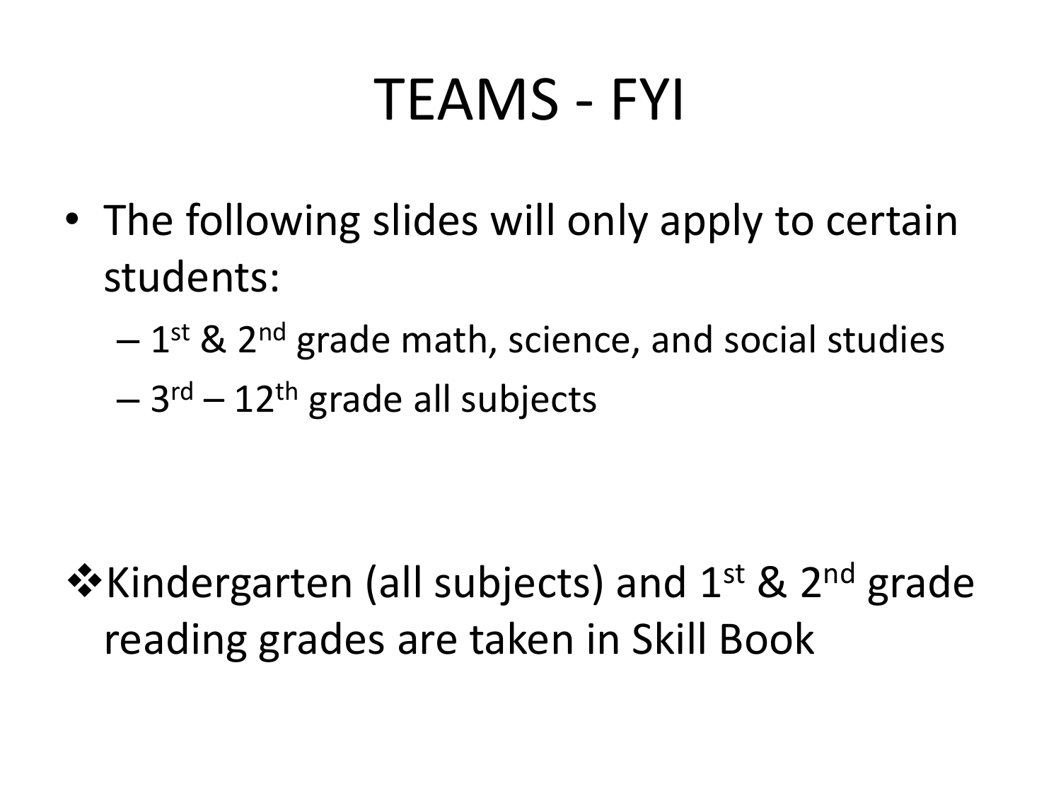# TEAMS - FYI

- The following slides will only apply to certain students:
  - 1st & 2nd grade math, science, and social studies
  - 3rd – 12th grade all subjects

❖ Kindergarten (all subjects) and 1st & 2nd grade reading grades are taken in Skill Book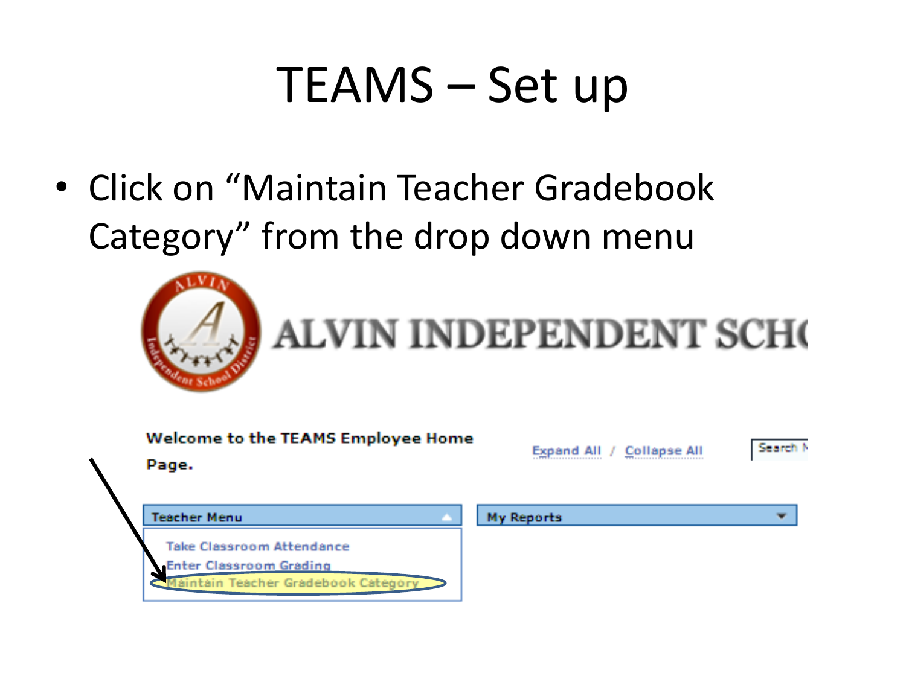# TEAMS – Set up

- Click on "Maintain Teacher Gradebook Category" from the drop down menu

ALVIN INDEPENDENT SCH

Welcome to the TEAMS Employee Home Page.

Expand All / Collapse All

Search

Teacher Menu

Take Classroom Attendance

Enter Classroom Grading

Maintain Teacher Gradebook Category

My Reports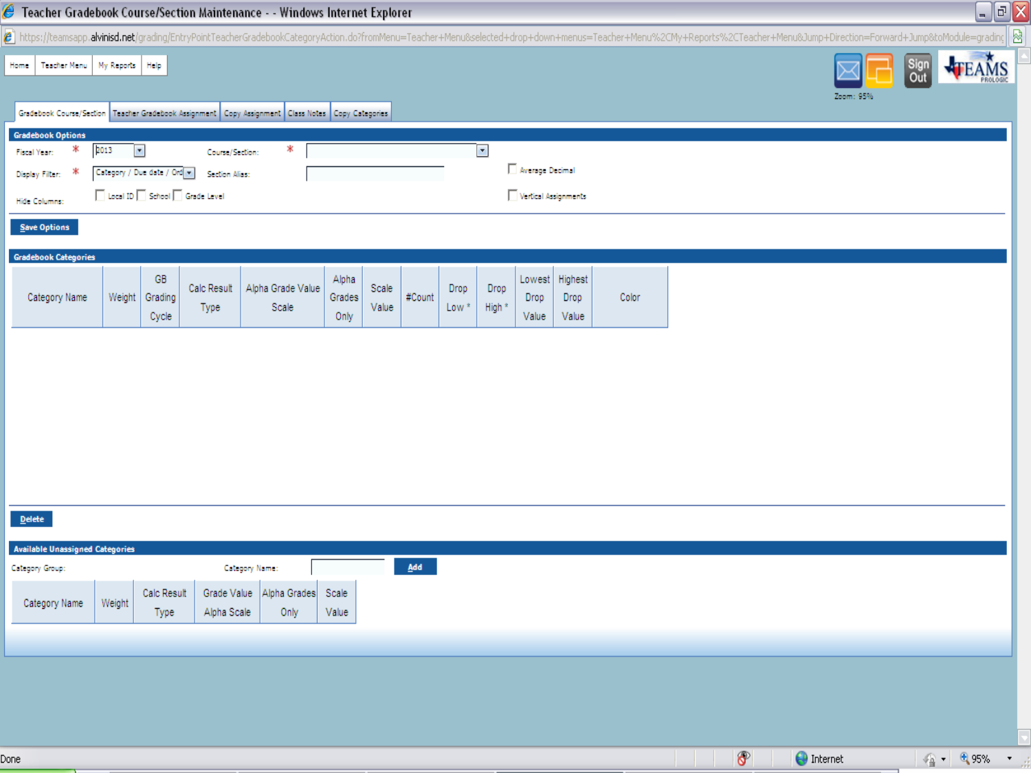Teacher Gradebook Course/Section Maintenance - - Windows Internet Explorer

https://teamsapp.alvinisd.net/grading/EntryPointTeacherGradebookCategoryAction.do?fromMenu=Teacher+Menu&selected+drop+down+menus=Teacher+Menu%2CMy+Reports%2CTeacher+Menu&Jump+Direction=Forward+Jump&toModule=grading

Home | Teacher Menu | My Reports | Help

Sign Out

TEAMS PROLOGIC

Zoom: 95%

Gradebook Course/Section | Teacher Gradebook Assignment | Copy Assignment | Class Notes | Copy Categories

**Gradebook Options**

Fiscal Year: * 2013

Course/Section: *

Display Filter: * Category / Due date / Ord

Section Alias:

Average Decimal

Hide Columns: Local ID School Grade Level

Vertical Assignments

Save Options

**Gradebook Categories**

| Category Name | Weight | GB Grading Cycle | Calc Result Type | Alpha Grade Value Scale | Alpha Grades Only | Scale Value | #Count | Drop Low * | Drop High * | Lowest Drop Value | Highest Drop Value | Color |
|---|---|---|---|---|---|---|---|---|---|---|---|---|

Delete

**Available Unassigned Categories**

Category Group:

Category Name:

Add

| Category Name | Weight | Calc Result Type | Grade Value Alpha Scale | Alpha Grades Only | Scale Value |
|---|---|---|---|---|---|

Done

Internet

95%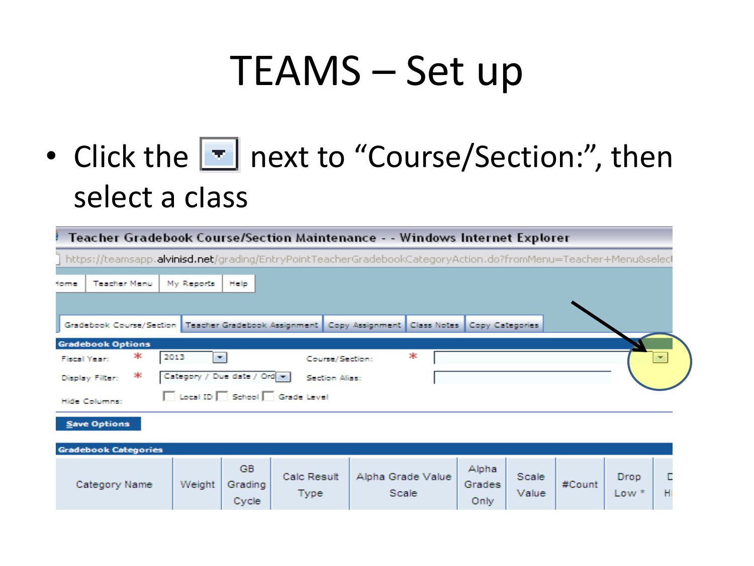# TEAMS – Set up

- Click the [▼] next to "Course/Section:", then select a class

Teacher Gradebook Course/Section Maintenance - - Windows Internet Explorer

https://teamsapp.alvinisd.net/grading/EntryPointTeacherGradebookCategoryAction.do?fromMenu=Teacher+Menu&selec

Home | Teacher Menu | My Reports | Help

Gradebook Course/Section | Teacher Gradebook Assignment | Copy Assignment | Class Notes | Copy Categories

**Gradebook Options**

Fiscal Year: * 2013

Course/Section: *

Display Filter: * Category / Due date / Ord

Section Alias:

Hide Columns: Local ID School Grade Level

Save Options

**Gradebook Categories**

| Category Name | Weight | GB Grading Cycle | Calc Result Type | Alpha Grade Value Scale | Alpha Grades Only | Scale Value | #Count | Drop Low * | D H |
|---|---|---|---|---|---|---|---|---|---|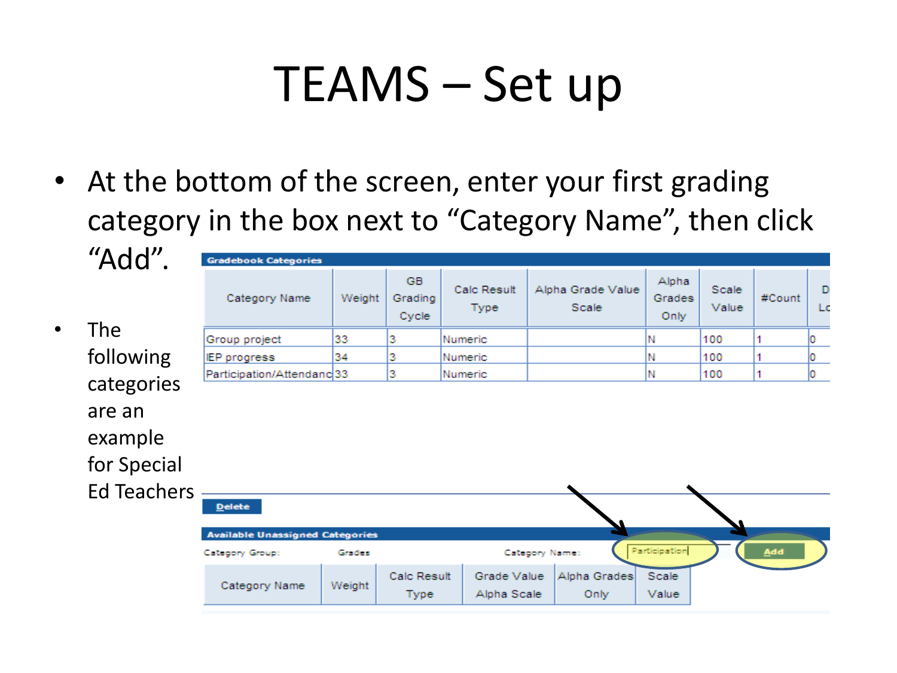# TEAMS – Set up

- At the bottom of the screen, enter your first grading category in the box next to "Category Name", then click "Add".

- The following categories are an example for Special Ed Teachers

**Gradebook Categories**

| Category Name | Weight | GB Grading Cycle | Calc Result Type | Alpha Grade Value Scale | Alpha Grades Only | Scale Value | #Count | D Lo |
|---|---|---|---|---|---|---|---|---|
| Group project | 33 | 3 | Numeric | | N | 100 | 1 | 0 |
| IEP progress | 34 | 3 | Numeric | | N | 100 | 1 | 0 |
| Participation/Attendanc | 33 | 3 | Numeric | | N | 100 | 1 | 0 |

Delete

**Available Unassigned Categories**

Category Group: Grades    Category Name: Participation    Add

| Category Name | Weight | Calc Result Type | Grade Value Alpha Scale | Alpha Grades Only | Scale Value |
|---|---|---|---|---|---|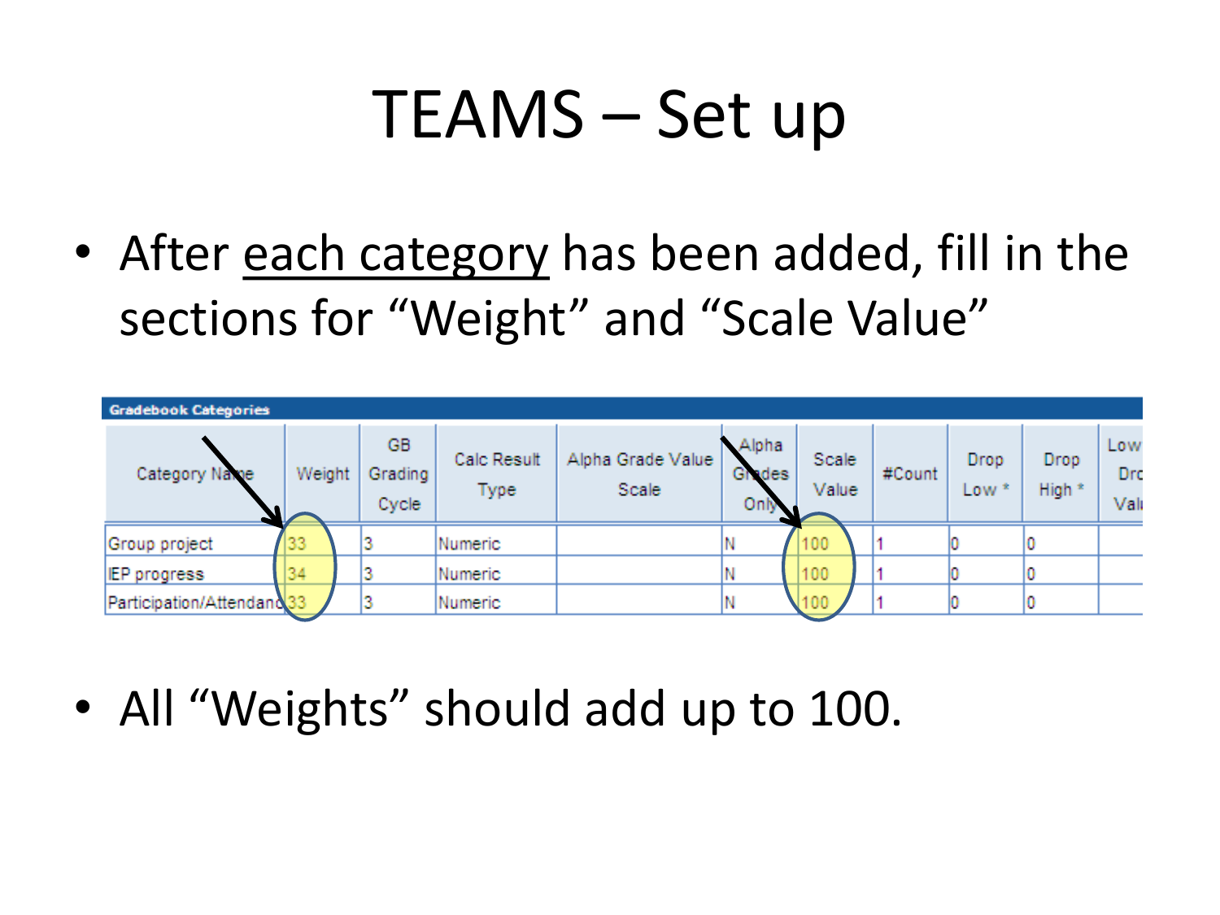# TEAMS – Set up

- After each category has been added, fill in the sections for "Weight" and "Scale Value"

| Gradebook Categories | | | | | | | | | | |
|---|---|---|---|---|---|---|---|---|---|---|
| Category Name | Weight | GB Grading Cycle | Calc Result Type | Alpha Grade Value Scale | Alpha Grades Only | Scale Value | #Count | Drop Low * | Drop High * | Low Drop Val |
| Group project | 33 | 3 | Numeric | | N | 100 | 1 | 0 | 0 | |
| IEP progress | 34 | 3 | Numeric | | N | 100 | 1 | 0 | 0 | |
| Participation/Attendanc | 33 | 3 | Numeric | | N | 100 | 1 | 0 | 0 | |

- All "Weights" should add up to 100.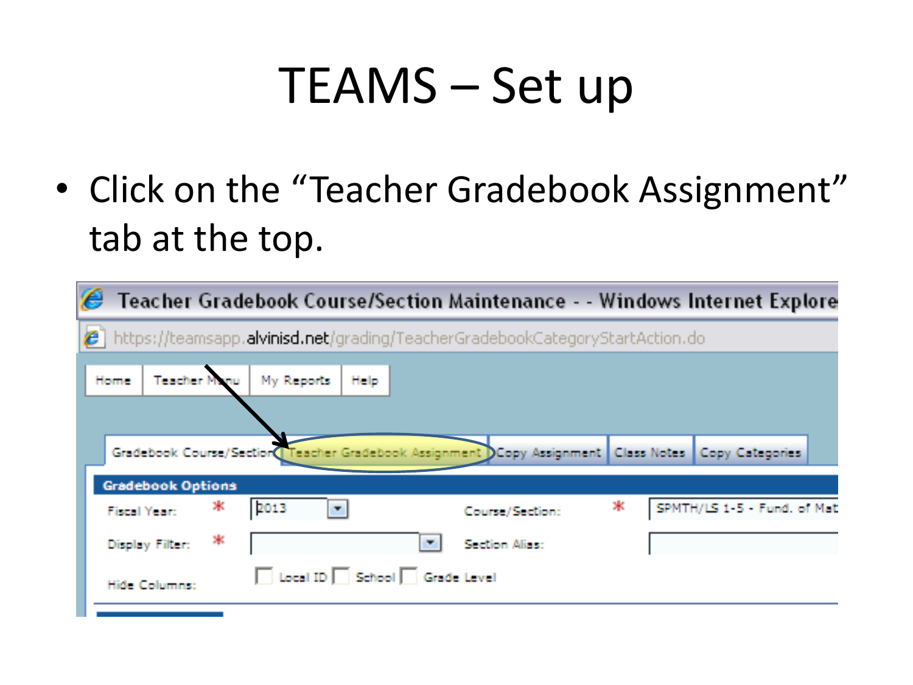# TEAMS – Set up

- Click on the "Teacher Gradebook Assignment" tab at the top.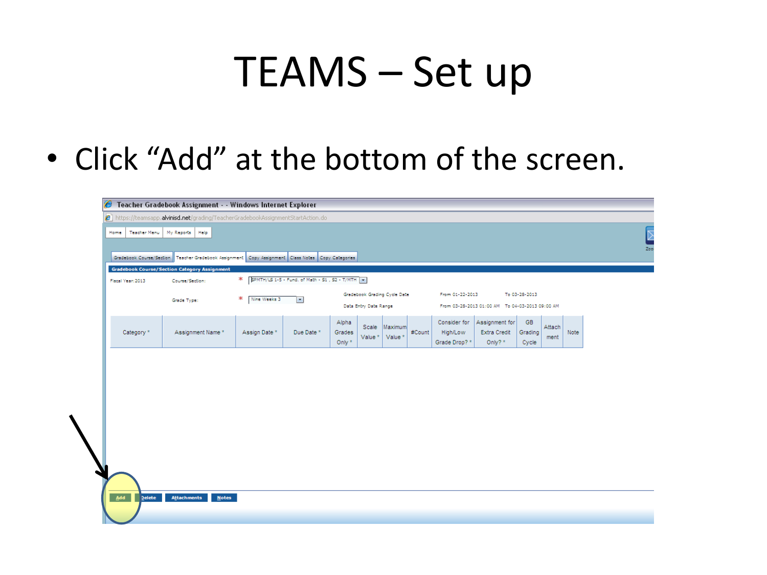# TEAMS – Set up

- Click "Add" at the bottom of the screen.

Teacher Gradebook Assignment - - Windows Internet Explorer

https://teamsapp.alvinisd.net/grading/TeacherGradebookAssignmentStartAction.do

Home | Teacher Menu | My Reports | Help

Gradebook Course/Section | Teacher Gradebook Assignment | Copy Assignment | Class Notes | Copy Categories

Gradebook Course/Section Category Assignment

Fiscal Year: 2013 Course/Section: * SPMTH/LS 1-5 - Fund. of Math - S1 , S2 - T/MTH

Grade Type: * Nine Weeks 3

Gradebook Grading Cycle Date From 01-22-2013 To 03-28-2013

Data Entry Date Range From 03-28-2013 01:00 AM To 04-03-2013 09:00 AM

| Category * | Assignment Name * | Assign Date * | Due Date * | Alpha Grades Only * | Scale Value * | Maximum Value * | #Count | Consider for High/Low Grade Drop? * | Assignment for Extra Credit Only? * | GB Grading Cycle | Attachment | Note |
|---|---|---|---|---|---|---|---|---|---|---|---|---|

Add | Delete | Attachments | Notes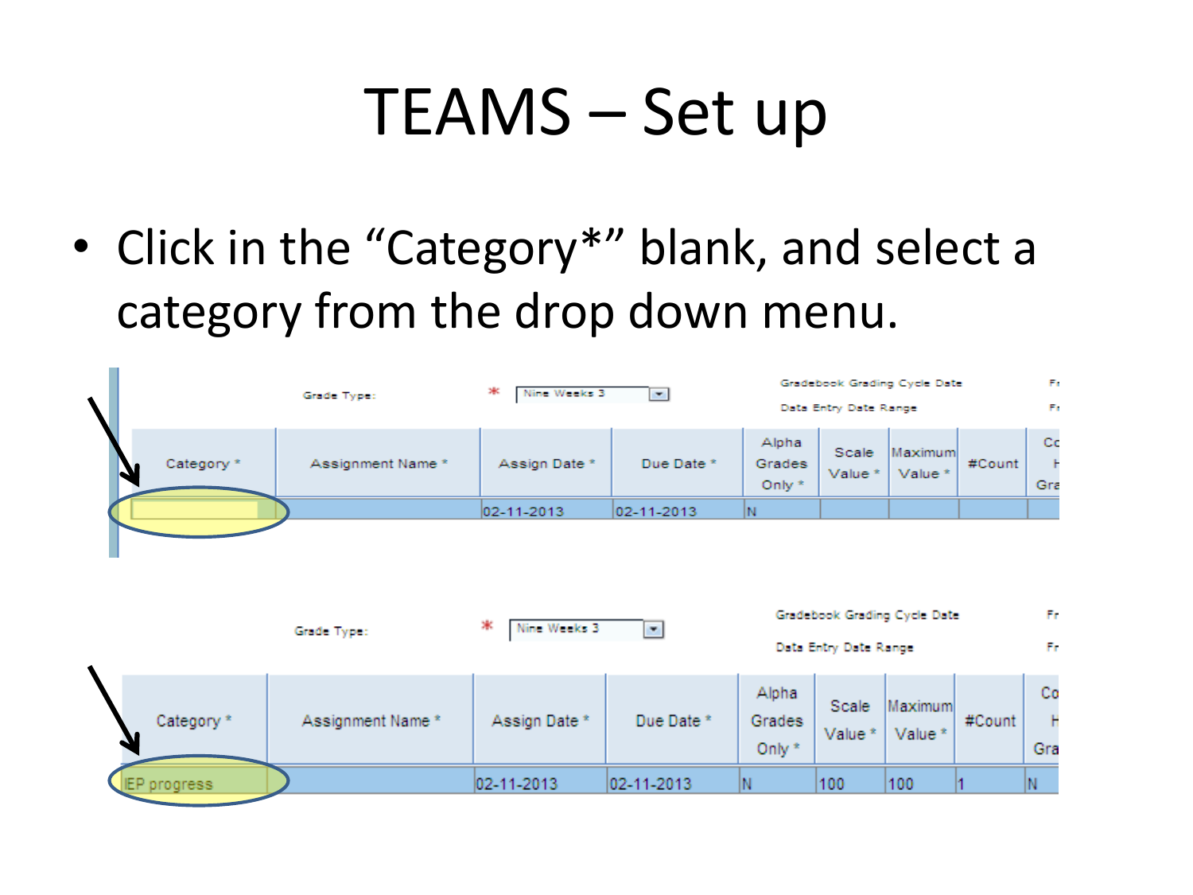# TEAMS – Set up

- Click in the "Category*" blank, and select a category from the drop down menu.

Grade Type: * Nine Weeks 3

Gradebook Grading Cycle Date

Data Entry Date Range

| Category * | Assignment Name * | Assign Date * | Due Date * | Alpha Grades Only * | Scale Value * | Maximum Value * | #Count | Co H Gra |
|---|---|---|---|---|---|---|---|---|
| | | 02-11-2013 | 02-11-2013 | N | | | | |

Grade Type: * Nine Weeks 3

Gradebook Grading Cycle Date

Data Entry Date Range

| Category * | Assignment Name * | Assign Date * | Due Date * | Alpha Grades Only * | Scale Value * | Maximum Value * | #Count | Co H Gra |
|---|---|---|---|---|---|---|---|---|
| IEP progress | | 02-11-2013 | 02-11-2013 | N | 100 | 100 | 1 | N |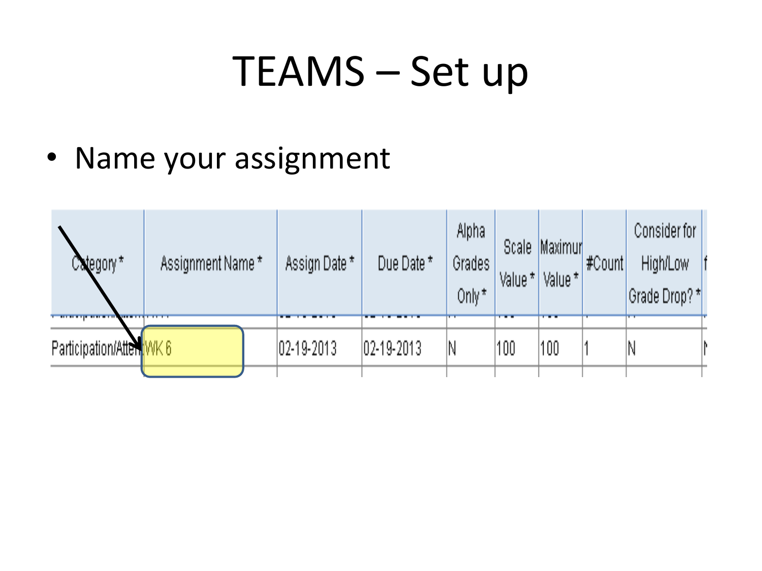# TEAMS – Set up

- Name your assignment

| Category * | Assignment Name * | Assign Date * | Due Date * | Alpha Grades Only * | Scale Value * | Maximum Value * | #Count | Consider for High/Low Grade Drop? * |
|---|---|---|---|---|---|---|---|---|
| Participation/Atten | WK 6 | 02-19-2013 | 02-19-2013 | N | 100 | 100 | 1 | N |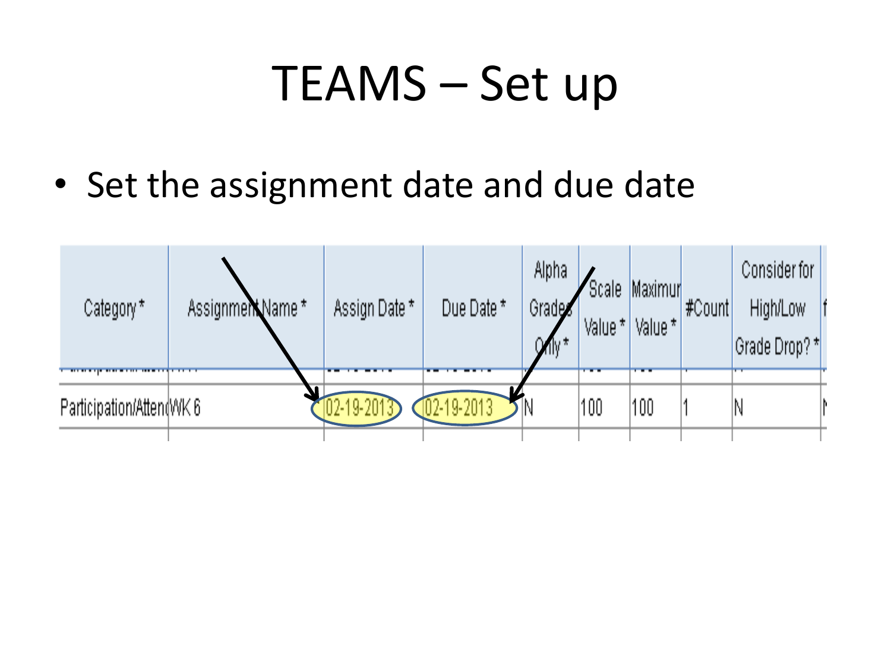# TEAMS – Set up

- Set the assignment date and due date

| Category * | Assignment Name * | Assign Date * | Due Date * | Alpha Grades Only * | Scale Value * | Maximum Value * | #Count | Consider for High/Low Grade Drop? * |
|---|---|---|---|---|---|---|---|---|
| Participation/Atten | WK 6 | 02-19-2013 | 02-19-2013 | N | 100 | 100 | 1 | N |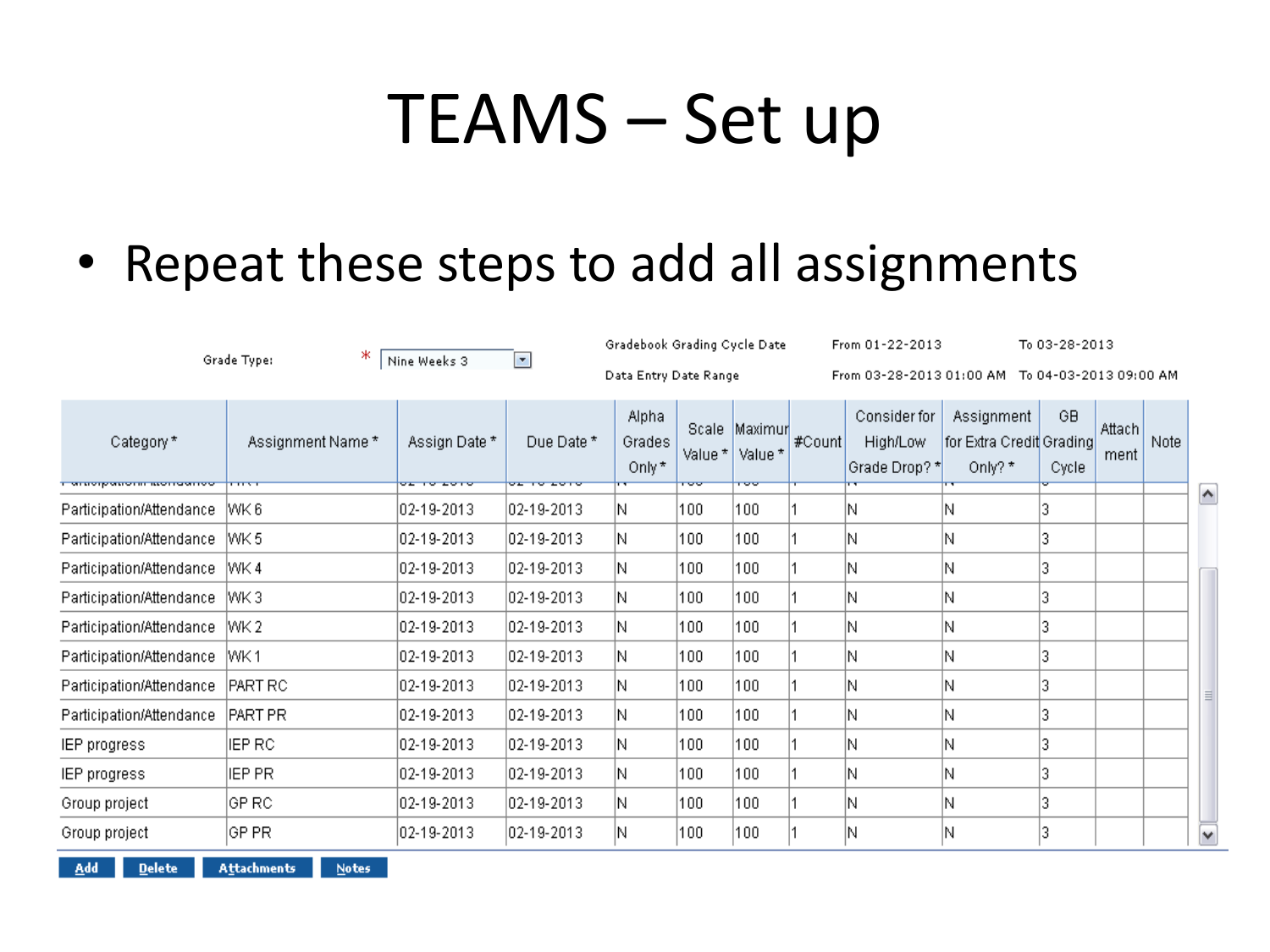# TEAMS – Set up

- Repeat these steps to add all assignments

Grade Type: * Nine Weeks 3

Gradebook Grading Cycle Date From 01-22-2013 To 03-28-2013

Data Entry Date Range From 03-28-2013 01:00 AM To 04-03-2013 09:00 AM

| Category * | Assignment Name * | Assign Date * | Due Date * | Alpha Grades Only * | Scale Value * | Maximum Value * | #Count | Consider for High/Low Grade Drop? * | Assignment for Extra Credit Only? * | GB Grading Cycle | Attachment | Note |
|---|---|---|---|---|---|---|---|---|---|---|---|---|
| Participation/Attendance | WK 6 | 02-19-2013 | 02-19-2013 | N | 100 | 100 | 1 | N | N | 3 | | |
| Participation/Attendance | WK 5 | 02-19-2013 | 02-19-2013 | N | 100 | 100 | 1 | N | N | 3 | | |
| Participation/Attendance | WK 4 | 02-19-2013 | 02-19-2013 | N | 100 | 100 | 1 | N | N | 3 | | |
| Participation/Attendance | WK 3 | 02-19-2013 | 02-19-2013 | N | 100 | 100 | 1 | N | N | 3 | | |
| Participation/Attendance | WK 2 | 02-19-2013 | 02-19-2013 | N | 100 | 100 | 1 | N | N | 3 | | |
| Participation/Attendance | WK 1 | 02-19-2013 | 02-19-2013 | N | 100 | 100 | 1 | N | N | 3 | | |
| Participation/Attendance | PART RC | 02-19-2013 | 02-19-2013 | N | 100 | 100 | 1 | N | N | 3 | | |
| Participation/Attendance | PART PR | 02-19-2013 | 02-19-2013 | N | 100 | 100 | 1 | N | N | 3 | | |
| IEP progress | IEP RC | 02-19-2013 | 02-19-2013 | N | 100 | 100 | 1 | N | N | 3 | | |
| IEP progress | IEP PR | 02-19-2013 | 02-19-2013 | N | 100 | 100 | 1 | N | N | 3 | | |
| Group project | GP RC | 02-19-2013 | 02-19-2013 | N | 100 | 100 | 1 | N | N | 3 | | |
| Group project | GP PR | 02-19-2013 | 02-19-2013 | N | 100 | 100 | 1 | N | N | 3 | | |

Add Delete Attachments Notes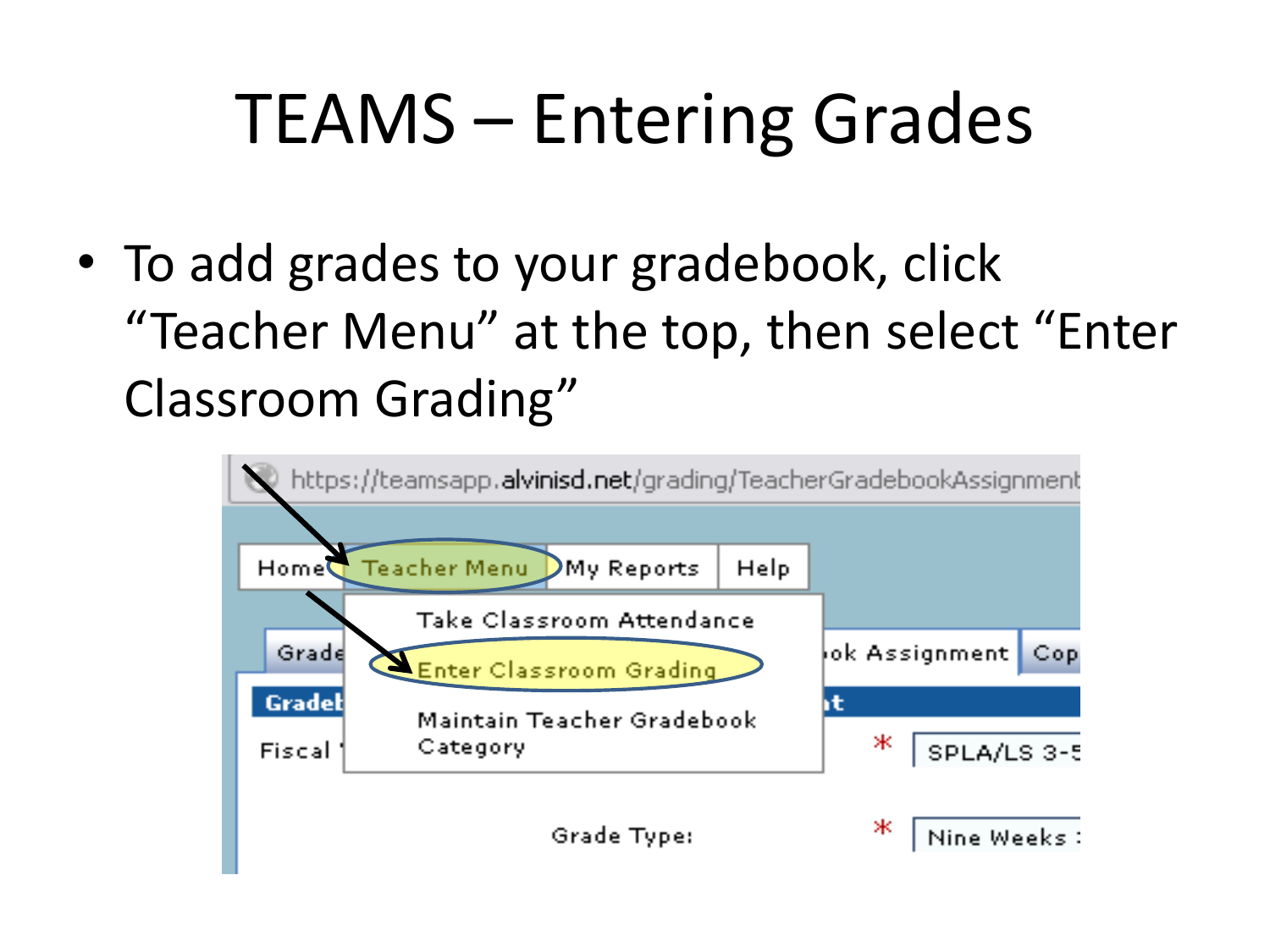# TEAMS – Entering Grades

- To add grades to your gradebook, click "Teacher Menu" at the top, then select "Enter Classroom Grading"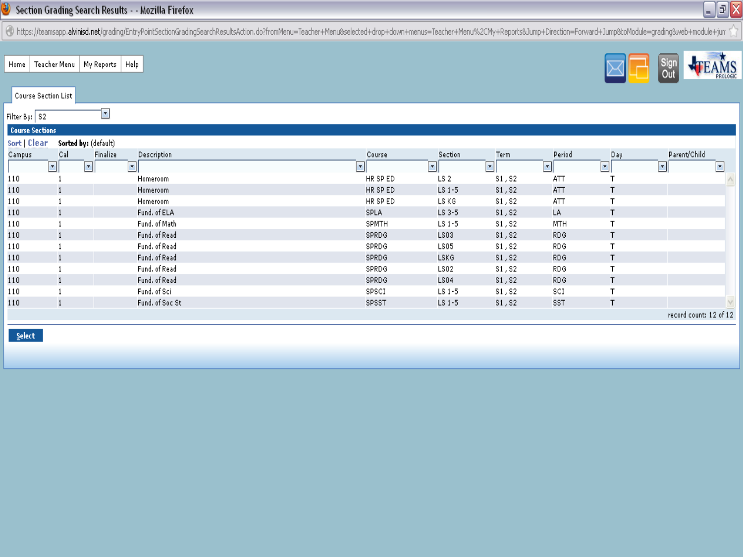Section Grading Search Results - - Mozilla Firefox

https://teamsapp.alvinisd.net/grading/EntryPointSectionGradingSearchResultsAction.do?fromMenu=Teacher+Menu&selected+drop+down+menus=Teacher+Menu%2CMy+Reports&Jump+Direction=Forward+Jump&toModule=grading&web+module+jun

Home | Teacher Menu | My Reports | Help

Sign Out

Course Section List

Filter By: S2

**Course Sections**

Sort | Clear **Sorted by:** (default)

| Campus | Cal | Finalize | Description | Course | Section | Term | Period | Day | Parent/Child |
|---|---|---|---|---|---|---|---|---|---|
| 110 | 1 | | Homeroom | HR SP ED | LS 2 | S1 , S2 | ATT | T | |
| 110 | 1 | | Homeroom | HR SP ED | LS 1-5 | S1 , S2 | ATT | T | |
| 110 | 1 | | Homeroom | HR SP ED | LS KG | S1 , S2 | ATT | T | |
| 110 | 1 | | Fund. of ELA | SPLA | LS 3-5 | S1 , S2 | LA | T | |
| 110 | 1 | | Fund. of Math | SPMTH | LS 1-5 | S1 , S2 | MTH | T | |
| 110 | 1 | | Fund. of Read | SPRDG | LS03 | S1 , S2 | RDG | T | |
| 110 | 1 | | Fund. of Read | SPRDG | LS05 | S1 , S2 | RDG | T | |
| 110 | 1 | | Fund. of Read | SPRDG | LSKG | S1 , S2 | RDG | T | |
| 110 | 1 | | Fund. of Read | SPRDG | LS02 | S1 , S2 | RDG | T | |
| 110 | 1 | | Fund. of Read | SPRDG | LS04 | S1 , S2 | RDG | T | |
| 110 | 1 | | Fund. of Sci | SPSCI | LS 1-5 | S1 , S2 | SCI | T | |
| 110 | 1 | | Fund. of Soc St | SPSST | LS 1-5 | S1 , S2 | SST | T | |

record count: 12 of 12

Select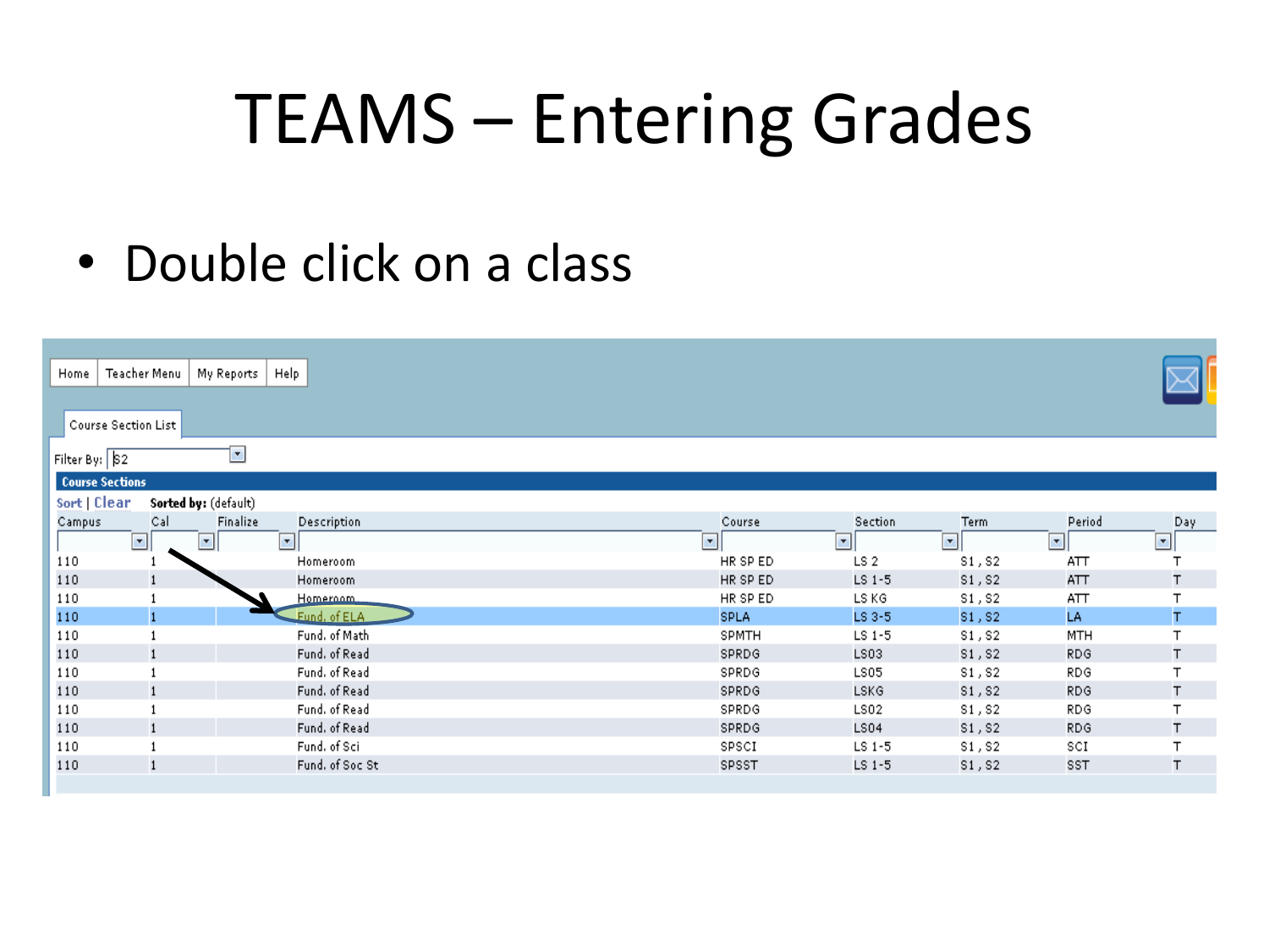# TEAMS – Entering Grades

- Double click on a class

Home | Teacher Menu | My Reports | Help

Course Section List

Filter By: S2

**Course Sections**

Sort | Clear **Sorted by:** (default)

| Campus | Cal | Finalize | Description | Course | Section | Term | Period | Day |
|---|---|---|---|---|---|---|---|---|
| 110 | 1 | | Homeroom | HR SP ED | LS 2 | S1 , S2 | ATT | T |
| 110 | 1 | | Homeroom | HR SP ED | LS 1-5 | S1 , S2 | ATT | T |
| 110 | 1 | | Homeroom | HR SP ED | LS KG | S1 , S2 | ATT | T |
| 110 | 1 | | Fund. of ELA | SPLA | LS 3-5 | S1 , S2 | LA | T |
| 110 | 1 | | Fund. of Math | SPMTH | LS 1-5 | S1 , S2 | MTH | T |
| 110 | 1 | | Fund. of Read | SPRDG | LS03 | S1 , S2 | RDG | T |
| 110 | 1 | | Fund. of Read | SPRDG | LS05 | S1 , S2 | RDG | T |
| 110 | 1 | | Fund. of Read | SPRDG | LSKG | S1 , S2 | RDG | T |
| 110 | 1 | | Fund. of Read | SPRDG | LS02 | S1 , S2 | RDG | T |
| 110 | 1 | | Fund. of Read | SPRDG | LS04 | S1 , S2 | RDG | T |
| 110 | 1 | | Fund. of Sci | SPSCI | LS 1-5 | S1 , S2 | SCI | T |
| 110 | 1 | | Fund. of Soc St | SPSST | LS 1-5 | S1 , S2 | SST | T |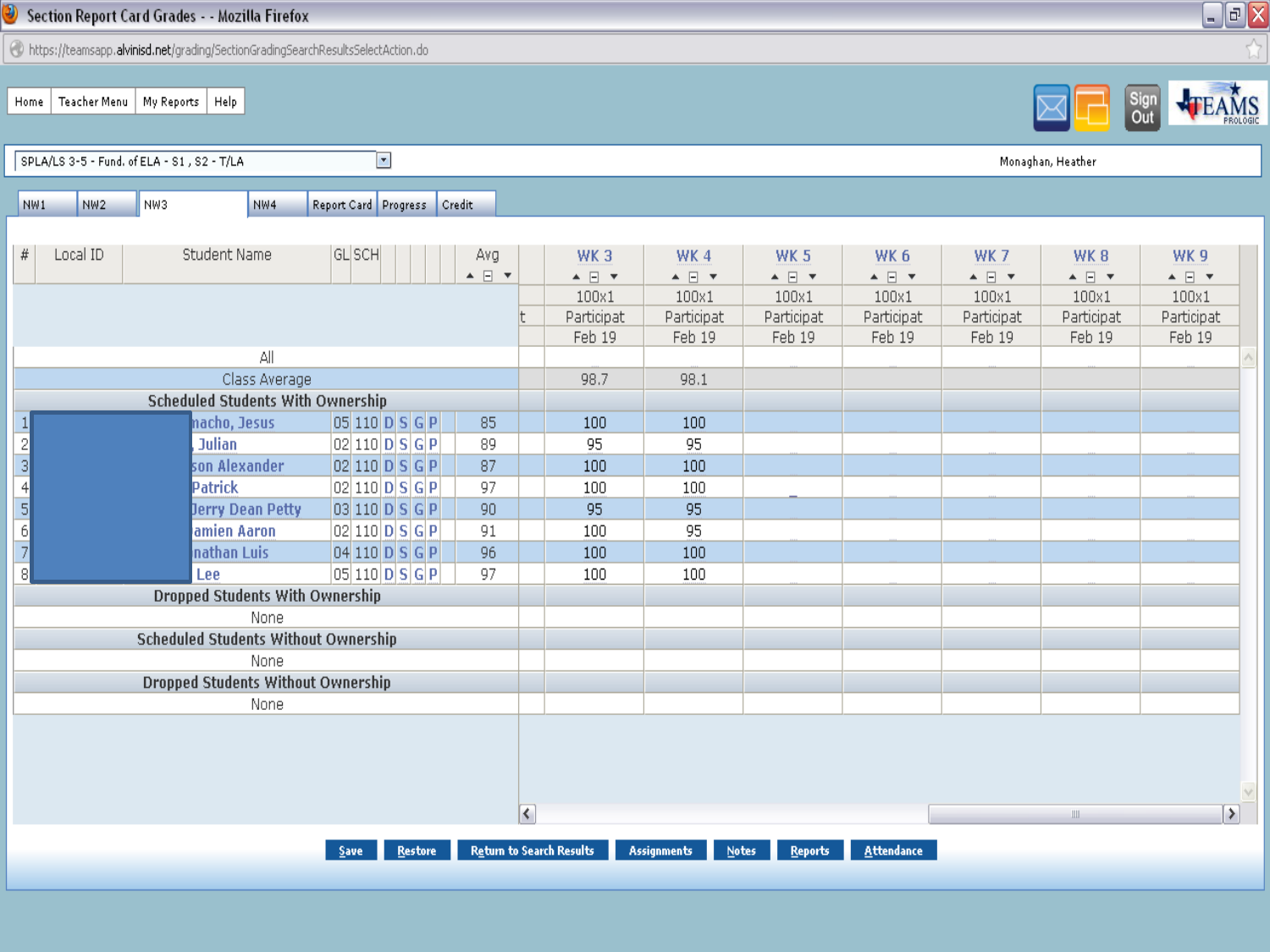Section Report Card Grades - - Mozilla Firefox

https://teamsapp.alvinisd.net/grading/SectionGradingSearchResultsSelectAction.do

Home | Teacher Menu | My Reports | Help

Sign Out

SPLA/LS 3-5 - Fund. of ELA - S1 , S2 - T/LA

Monaghan, Heather

NW1 | NW2 | NW3 | NW4 | Report Card | Progress | Credit

| # | Local ID | Student Name | GL | SCH | | | | | Avg | WK 3 | WK 4 | WK 5 | WK 6 | WK 7 | WK 8 | WK 9 |
|---|---|---|---|---|---|---|---|---|---|---|---|---|---|---|---|---|
| | | | | | | | | | | 100x1 | 100x1 | 100x1 | 100x1 | 100x1 | 100x1 | 100x1 |
| | | | | | | | | | | Participat | Participat | Participat | Participat | Participat | Participat | Participat |
| | | | | | | | | | | Feb 19 | Feb 19 | Feb 19 | Feb 19 | Feb 19 | Feb 19 | Feb 19 |
| All | | | | | | | | | | | | | | | | |
| Class Average | | | | | | | | | | 98.7 | 98.1 | | | | | |
| Scheduled Students With Ownership | | | | | | | | | | | | | | | | |
| 1 | | nacho, Jesus | 05 | 110 | D | S | G | P | 85 | 100 | 100 | | | | | |
| 2 | | , Julian | 02 | 110 | D | S | G | P | 89 | 95 | 95 | | | | | |
| 3 | | son Alexander | 02 | 110 | D | S | G | P | 87 | 100 | 100 | | | | | |
| 4 | | Patrick | 02 | 110 | D | S | G | P | 97 | 100 | 100 | | | | | |
| 5 | | Jerry Dean Petty | 03 | 110 | D | S | G | P | 90 | 95 | 95 | | | | | |
| 6 | | amien Aaron | 02 | 110 | D | S | G | P | 91 | 100 | 95 | | | | | |
| 7 | | nathan Luis | 04 | 110 | D | S | G | P | 96 | 100 | 100 | | | | | |
| 8 | | Lee | 05 | 110 | D | S | G | P | 97 | 100 | 100 | | | | | |
| Dropped Students With Ownership | | | | | | | | | | | | | | | | |
| None | | | | | | | | | | | | | | | | |
| Scheduled Students Without Ownership | | | | | | | | | | | | | | | | |
| None | | | | | | | | | | | | | | | | |
| Dropped Students Without Ownership | | | | | | | | | | | | | | | | |
| None | | | | | | | | | | | | | | | | |

Save | Restore | Return to Search Results | Assignments | Notes | Reports | Attendance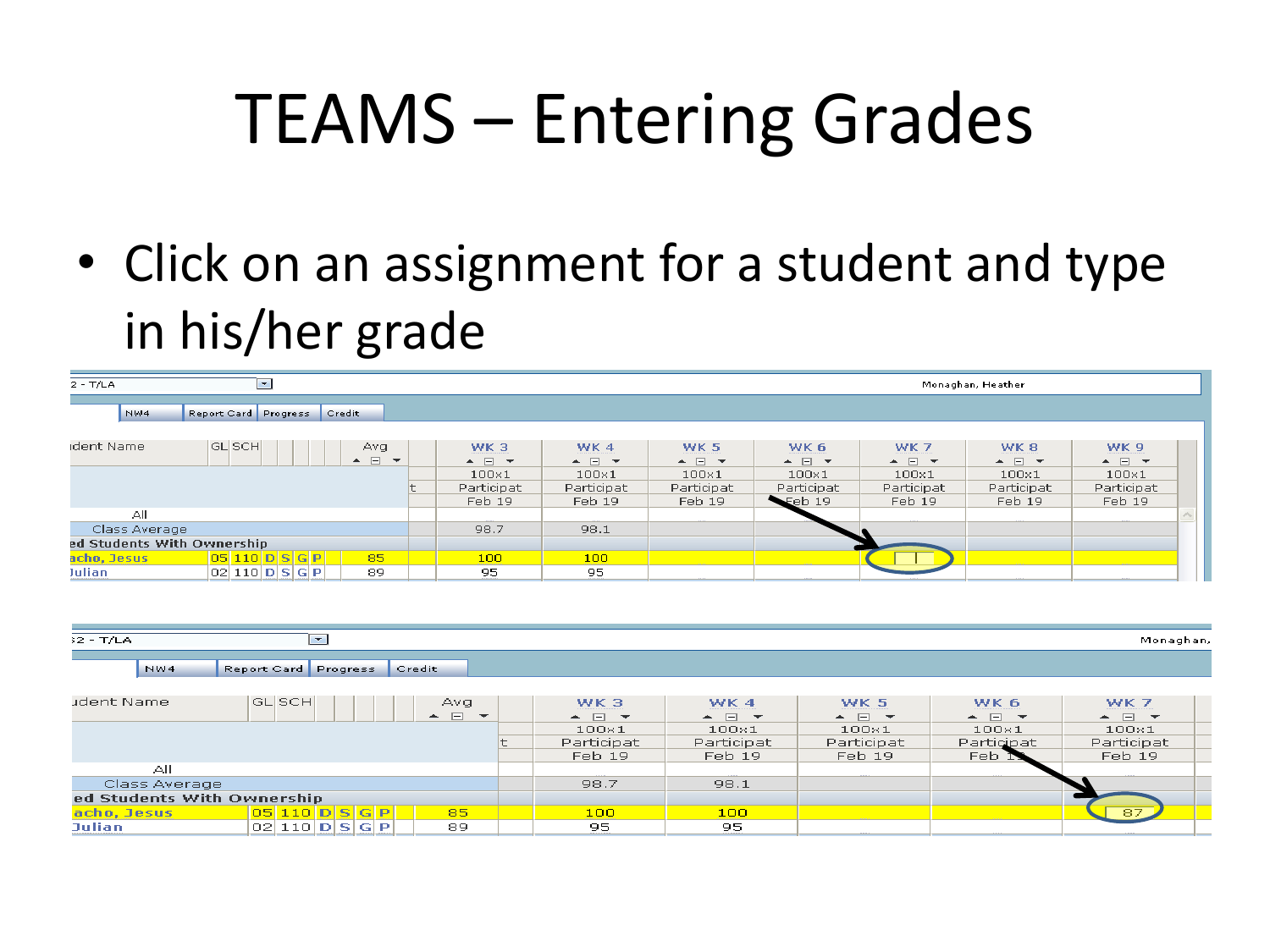# TEAMS – Entering Grades

- Click on an assignment for a student and type in his/her grade

| udent Name | GL | SCH | | | | | Avg | | WK 3 | WK 4 | WK 5 | WK 6 | WK 7 | WK 8 | WK 9 |
|---|---|---|---|---|---|---|---|---|---|---|---|---|---|---|---|
| | | | | | | | | | 100x1 | 100x1 | 100x1 | 100x1 | 100x1 | 100x1 | 100x1 |
| | | | | | | | | t | Participat | Participat | Participat | Participat | Participat | Participat | Participat |
| | | | | | | | | | Feb 19 | Feb 19 | Feb 19 | Feb 19 | Feb 19 | Feb 19 | Feb 19 |
| All | | | | | | | | | | | | | | | |
| Class Average | | | | | | | | | 98.7 | 98.1 | | | | | |
| ed Students With Ownership | | | | | | | | | | | | | | | |
| acho, Jesus | 05 | 110 | D | S | G | P | 85 | | 100 | 100 | | | | | |
| Julian | 02 | 110 | D | S | G | P | 89 | | 95 | 95 | | | | | |

| udent Name | GL | SCH | | | | | Avg | | WK 3 | WK 4 | WK 5 | WK 6 | WK 7 |
|---|---|---|---|---|---|---|---|---|---|---|---|---|---|
| | | | | | | | | | 100x1 | 100x1 | 100x1 | 100x1 | 100x1 |
| | | | | | | | | t | Participat | Participat | Participat | Participat | Participat |
| | | | | | | | | | Feb 19 | Feb 19 | Feb 19 | Feb 19 | Feb 19 |
| All | | | | | | | | | | | | | |
| Class Average | | | | | | | | | 98.7 | 98.1 | | | |
| ed Students With Ownership | | | | | | | | | | | | | |
| acho, Jesus | 05 | 110 | D | S | G | P | 85 | | 100 | 100 | | | 87 |
| Julian | 02 | 110 | D | S | G | P | 89 | | 95 | 95 | | | |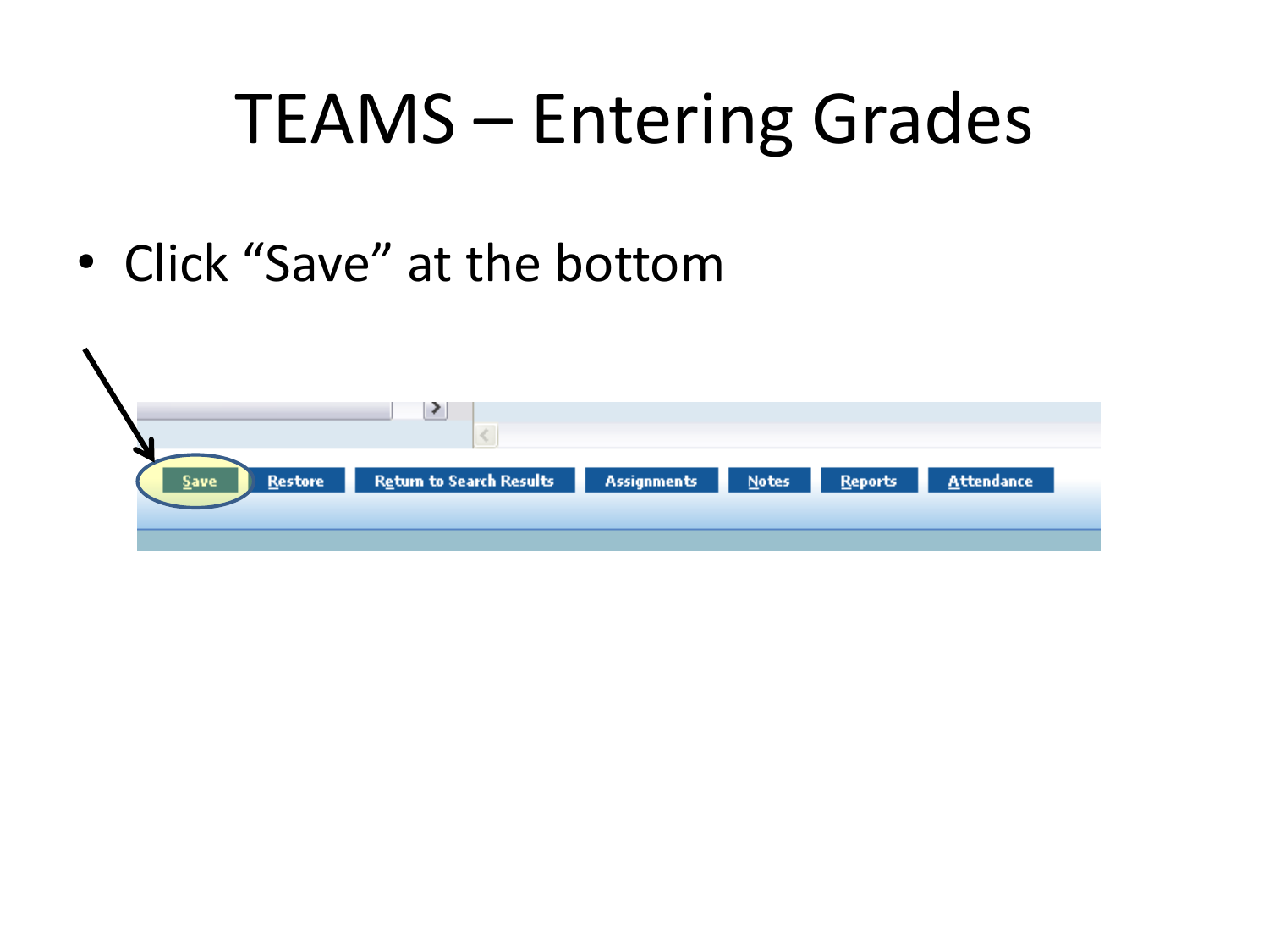# TEAMS – Entering Grades

- Click "Save" at the bottom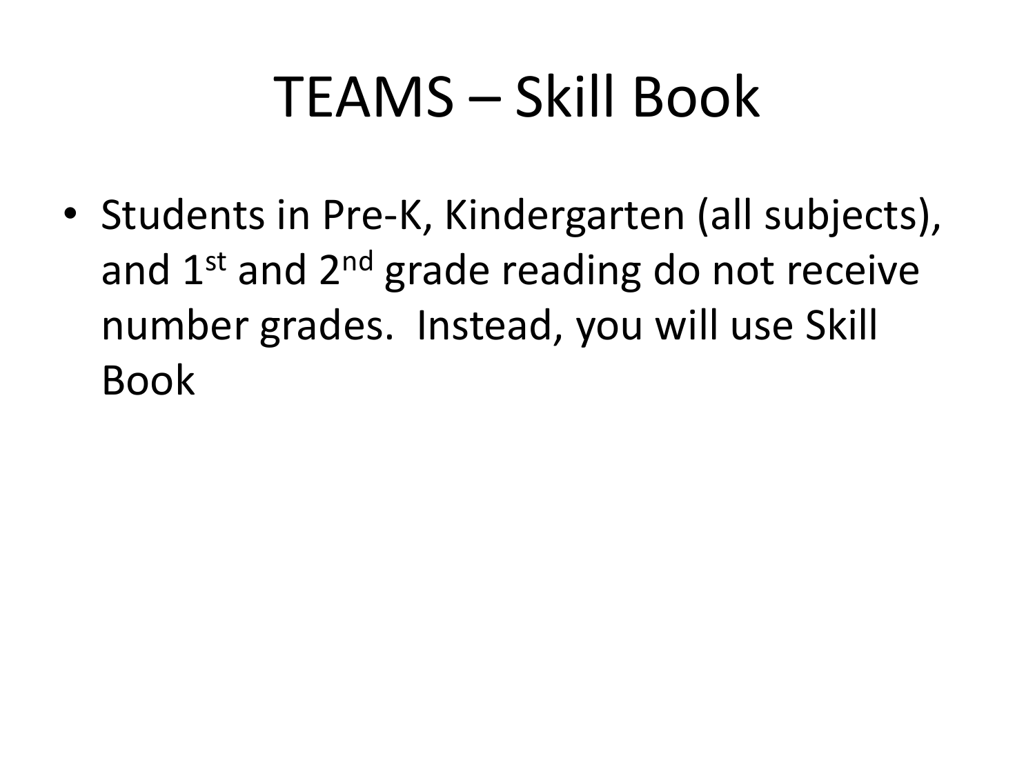# TEAMS – Skill Book

- Students in Pre-K, Kindergarten (all subjects), and 1st and 2nd grade reading do not receive number grades. Instead, you will use Skill Book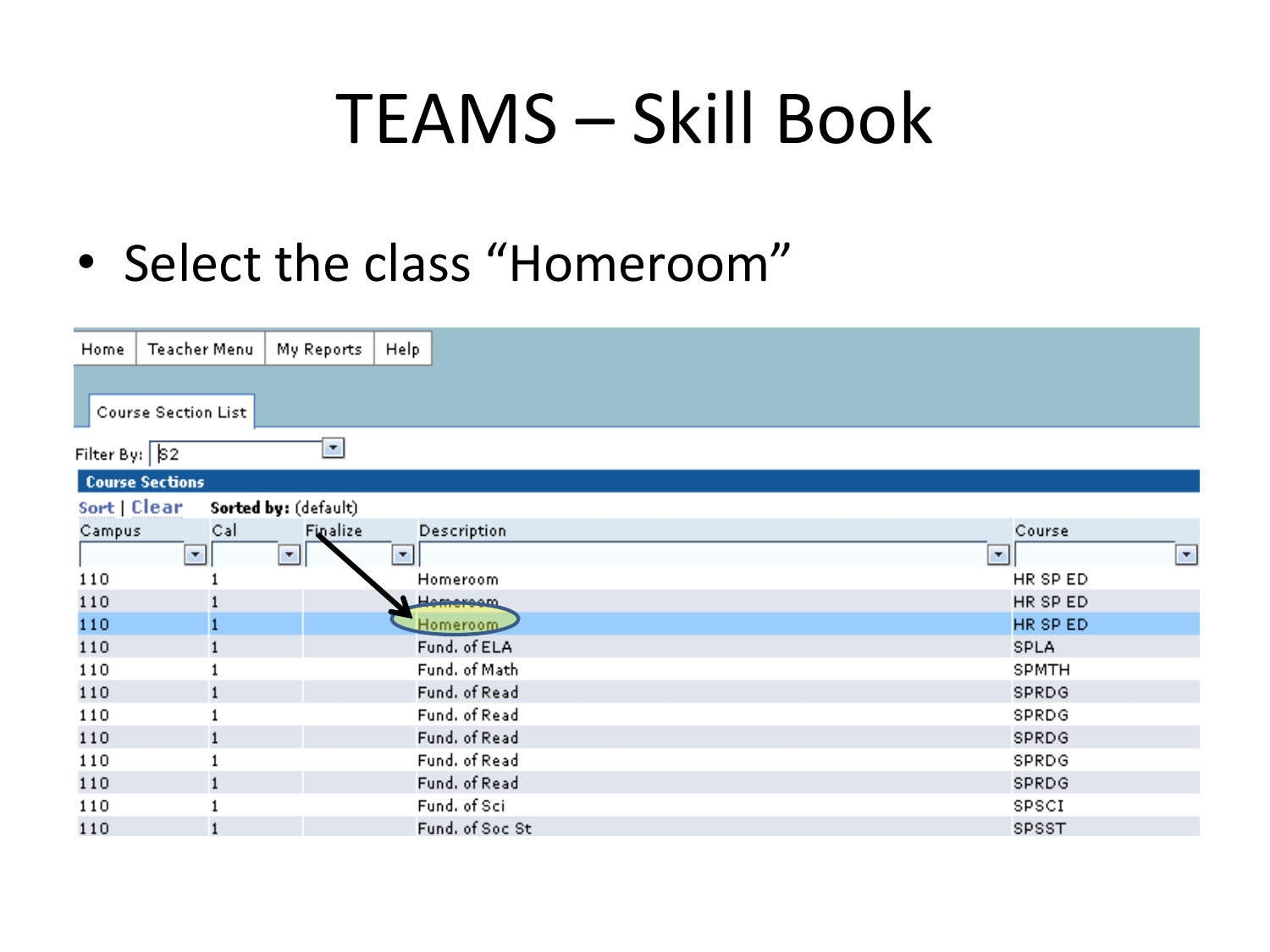# TEAMS – Skill Book

- Select the class "Homeroom"

Home | Teacher Menu | My Reports | Help

Course Section List

Filter By: S2

**Course Sections**

Sort | Clear **Sorted by:** (default)

| Campus | Cal | Finalize | Description | Course |
|---|---|---|---|---|
| 110 | 1 | | Homeroom | HR SP ED |
| 110 | 1 | | Homeroom | HR SP ED |
| 110 | 1 | | Homeroom | HR SP ED |
| 110 | 1 | | Fund. of ELA | SPLA |
| 110 | 1 | | Fund. of Math | SPMTH |
| 110 | 1 | | Fund. of Read | SPRDG |
| 110 | 1 | | Fund. of Read | SPRDG |
| 110 | 1 | | Fund. of Read | SPRDG |
| 110 | 1 | | Fund. of Read | SPRDG |
| 110 | 1 | | Fund. of Read | SPRDG |
| 110 | 1 | | Fund. of Sci | SPSCI |
| 110 | 1 | | Fund. of Soc St | SPSST |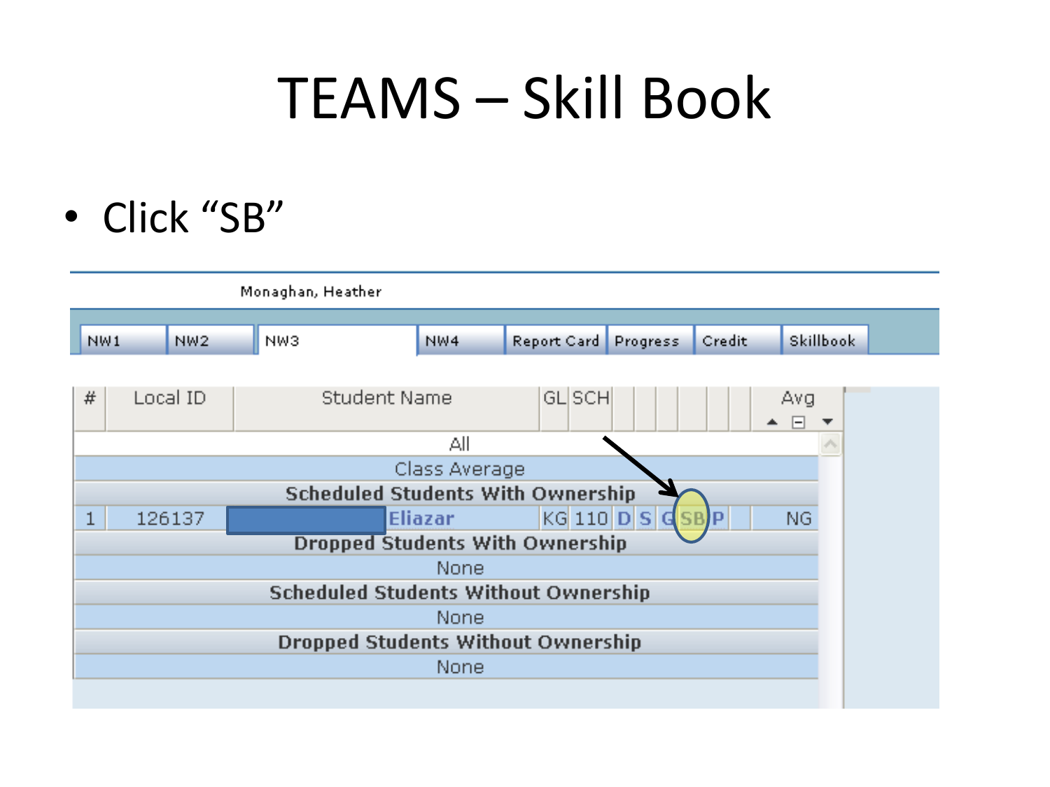# TEAMS – Skill Book

- Click "SB"

Monaghan, Heather

| NW1 | NW2 | NW3 | NW4 | Report Card | Progress | Credit | Skillbook |
|---|---|---|---|---|---|---|---|

| # | Local ID | Student Name | GL | SCH | | | | | | Avg |
|---|---|---|---|---|---|---|---|---|---|---|
| | | All | | | | | | | | |
| | | Class Average | | | | | | | | |
| | | **Scheduled Students With Ownership** | | | | | | | | |
| 1 | 126137 | Eliazar | KG | 110 | D | S | G | SB | P | NG |
| | | **Dropped Students With Ownership** | | | | | | | | |
| | | None | | | | | | | | |
| | | **Scheduled Students Without Ownership** | | | | | | | | |
| | | None | | | | | | | | |
| | | **Dropped Students Without Ownership** | | | | | | | | |
| | | None | | | | | | | | |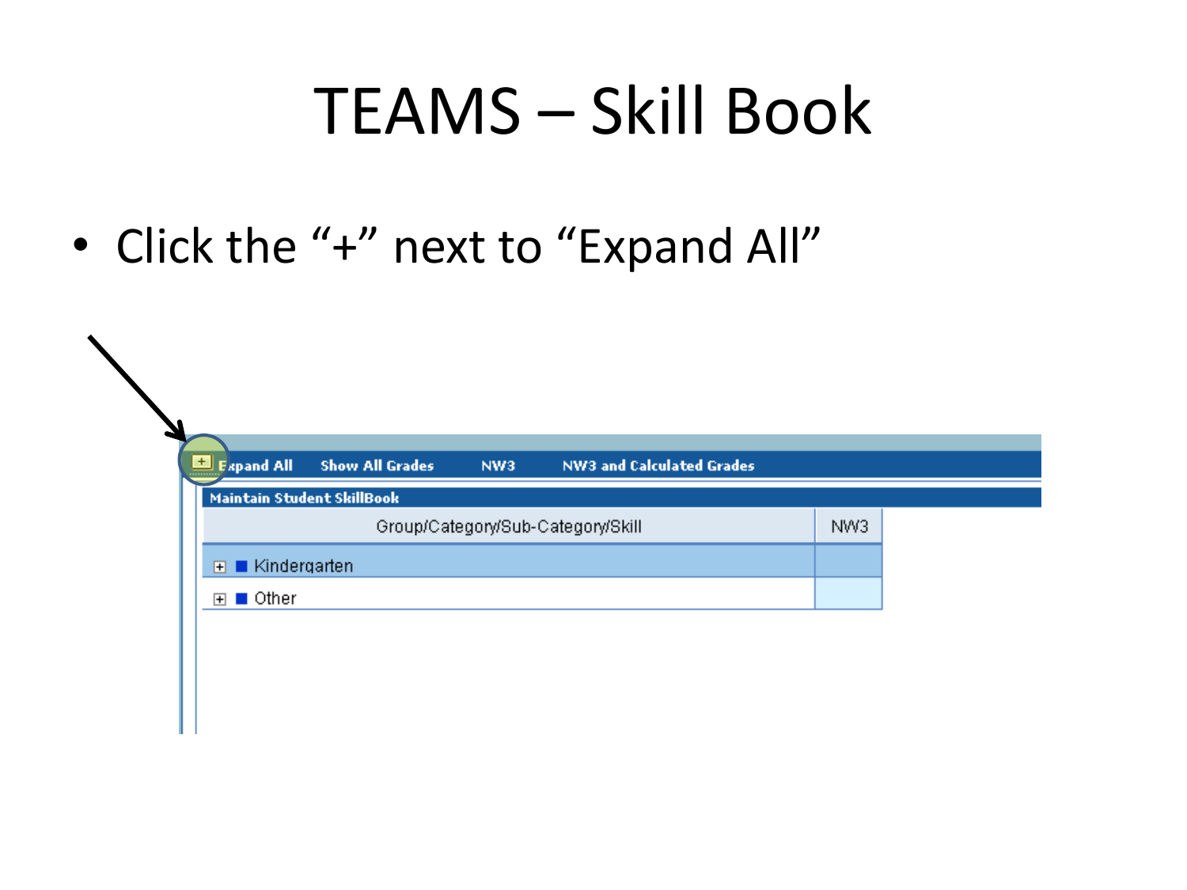# TEAMS – Skill Book

- Click the "+" next to "Expand All"

Expand All    Show All Grades    NW3    NW3 and Calculated Grades

Maintain Student SkillBook

| Group/Category/Sub-Category/Skill | NW3 |
|---|---|
| Kindergarten | |
| Other | |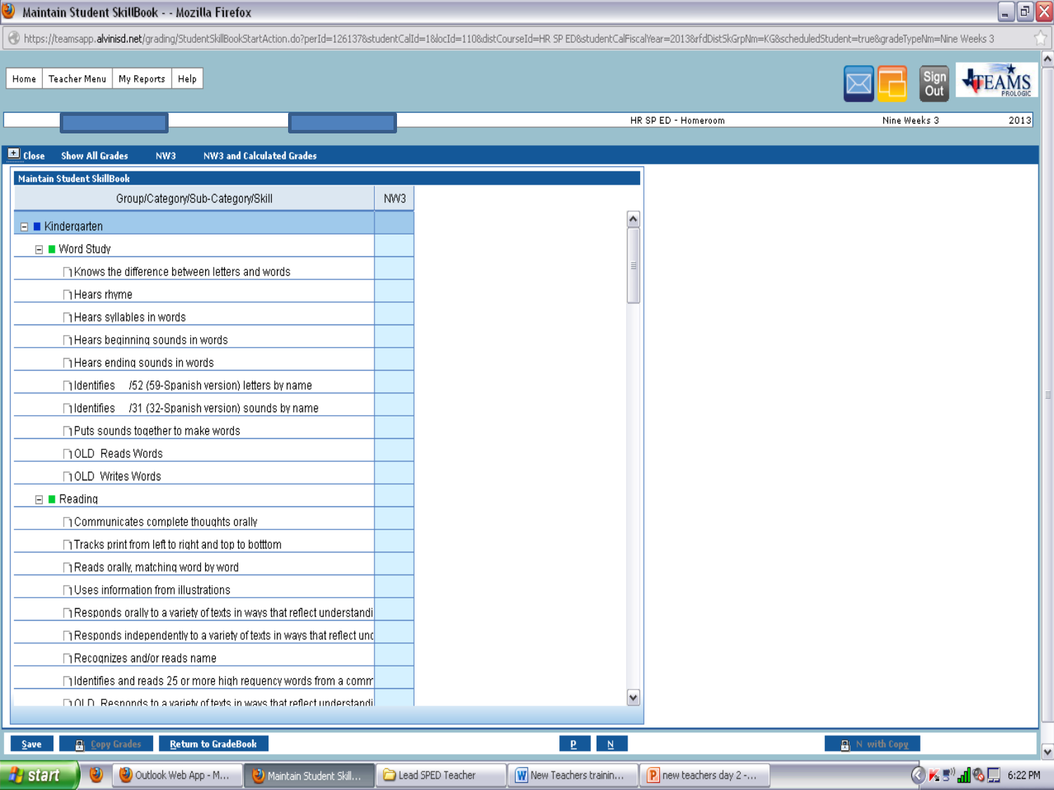Maintain Student SkillBook - - Mozilla Firefox

https://teamsapp.alvinisd.net/grading/StudentSkillBookStartAction.do?perId=126137&studentCalId=1&locId=110&distCourseId=HR SP ED&studentCalFiscalYear=2013&rfdDistSkGrpNm=KG&scheduledStudent=true&gradeTypeNm=Nine Weeks 3

Home | Teacher Menu | My Reports | Help

Sign Out

TEAMS PROLOGIC

HR SP ED - Homeroom | Nine Weeks 3 | 2013

Close | Show All Grades | NW3 | NW3 and Calculated Grades

**Maintain Student SkillBook**

| Group/Category/Sub-Category/Skill | NW3 |
|---|---|
| Kindergarten | |
| Word Study | |
| Knows the difference between letters and words | |
| Hears rhyme | |
| Hears syllables in words | |
| Hears beginning sounds in words | |
| Hears ending sounds in words | |
| Identifies /52 (59-Spanish version) letters by name | |
| Identifies /31 (32-Spanish version) sounds by name | |
| Puts sounds together to make words | |
| OLD Reads Words | |
| OLD Writes Words | |
| Reading | |
| Communicates complete thoughts orally | |
| Tracks print from left to right and top to botttom | |
| Reads orally, matching word by word | |
| Uses information from illustrations | |
| Responds orally to a variety of texts in ways that reflect understandi | |
| Responds independently to a variety of texts in ways that reflect und | |
| Recognizes and/or reads name | |
| Identifies and reads 25 or more high requency words from a comm | |
| OLD Responds to a variety of texts in ways that reflect understandi | |

Save | Copy Grades | Return to GradeBook | P | N | N with Copy

start | Outlook Web App - M... | Maintain Student Skill... | Lead SPED Teacher | New Teachers trainin... | new teachers day 2 -... | 6:22 PM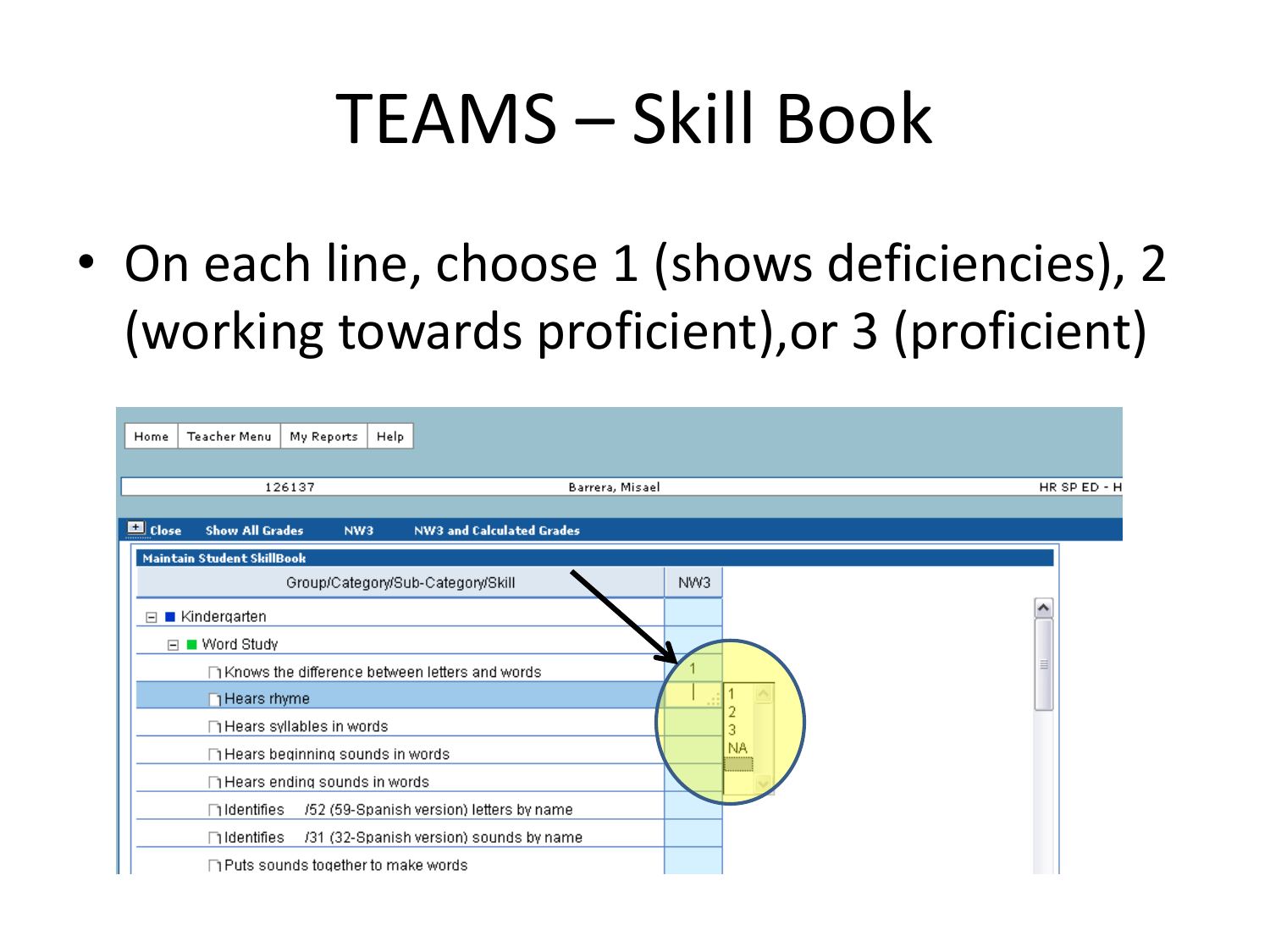# TEAMS – Skill Book

- On each line, choose 1 (shows deficiencies), 2 (working towards proficient),or 3 (proficient)

Home | Teacher Menu | My Reports | Help

126137 Barrera, Misael HR SP ED - H

Close Show All Grades NW3 NW3 and Calculated Grades

Maintain Student SkillBook

| Group/Category/Sub-Category/Skill | NW3 |
|---|---|
| Kindergarten | |
| Word Study | |
| Knows the difference between letters and words | 1 |
| Hears rhyme | |
| Hears syllables in words | |
| Hears beginning sounds in words | |
| Hears ending sounds in words | |
| Identifies /52 (59-Spanish version) letters by name | |
| Identifies /31 (32-Spanish version) sounds by name | |
| Puts sounds together to make words | |

1
2
3
NA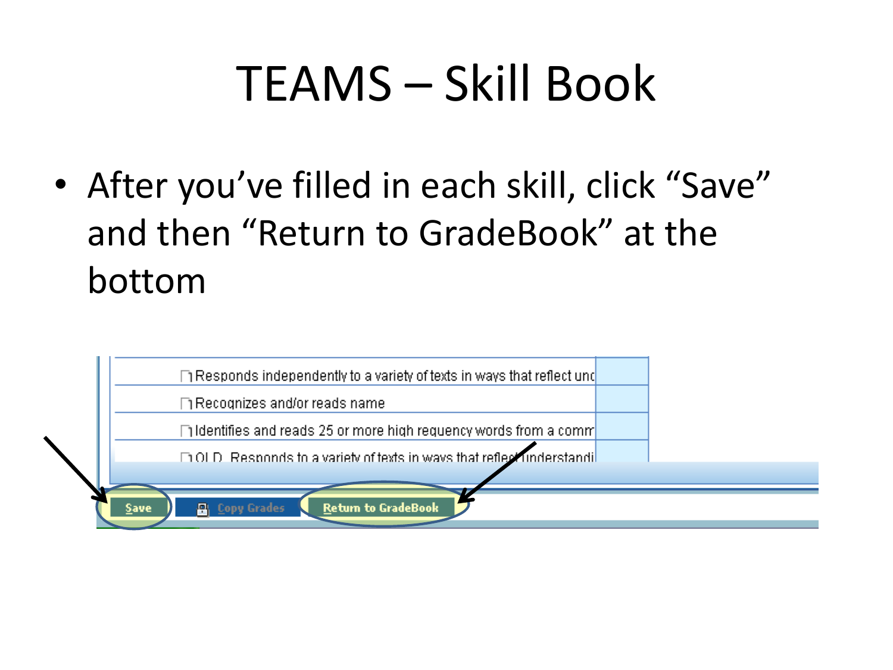# TEAMS – Skill Book

- After you've filled in each skill, click "Save" and then "Return to GradeBook" at the bottom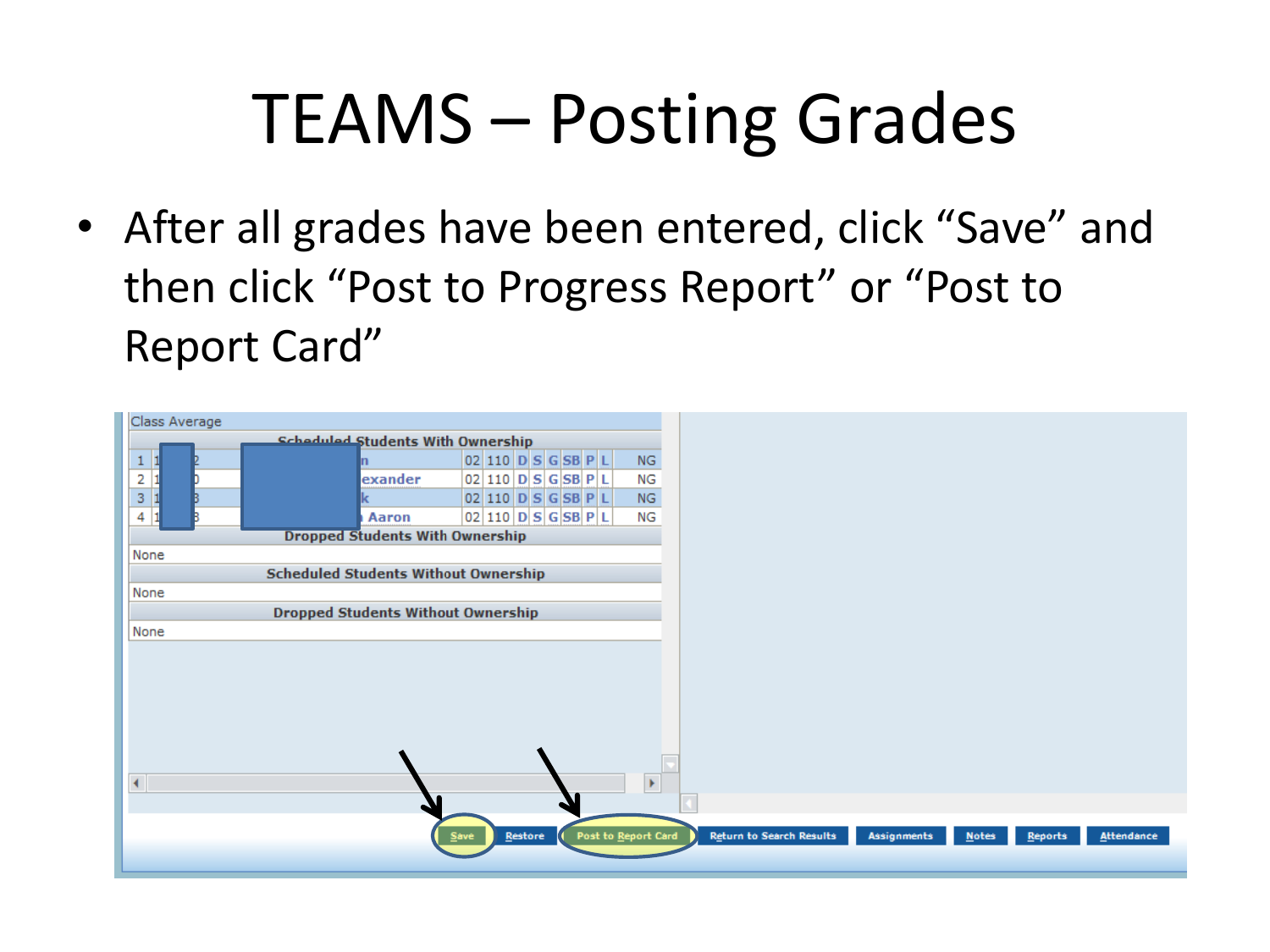# TEAMS – Posting Grades

- After all grades have been entered, click “Save” and then click “Post to Progress Report” or “Post to Report Card”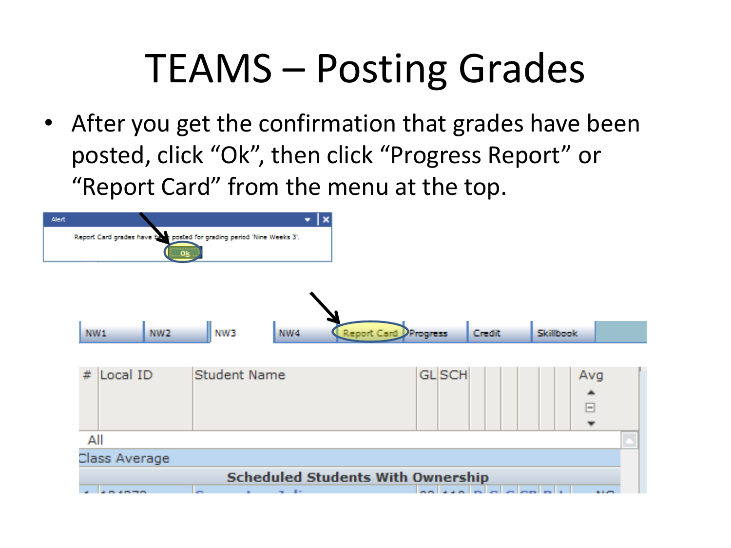# TEAMS – Posting Grades

- After you get the confirmation that grades have been posted, click "Ok", then click "Progress Report" or "Report Card" from the menu at the top.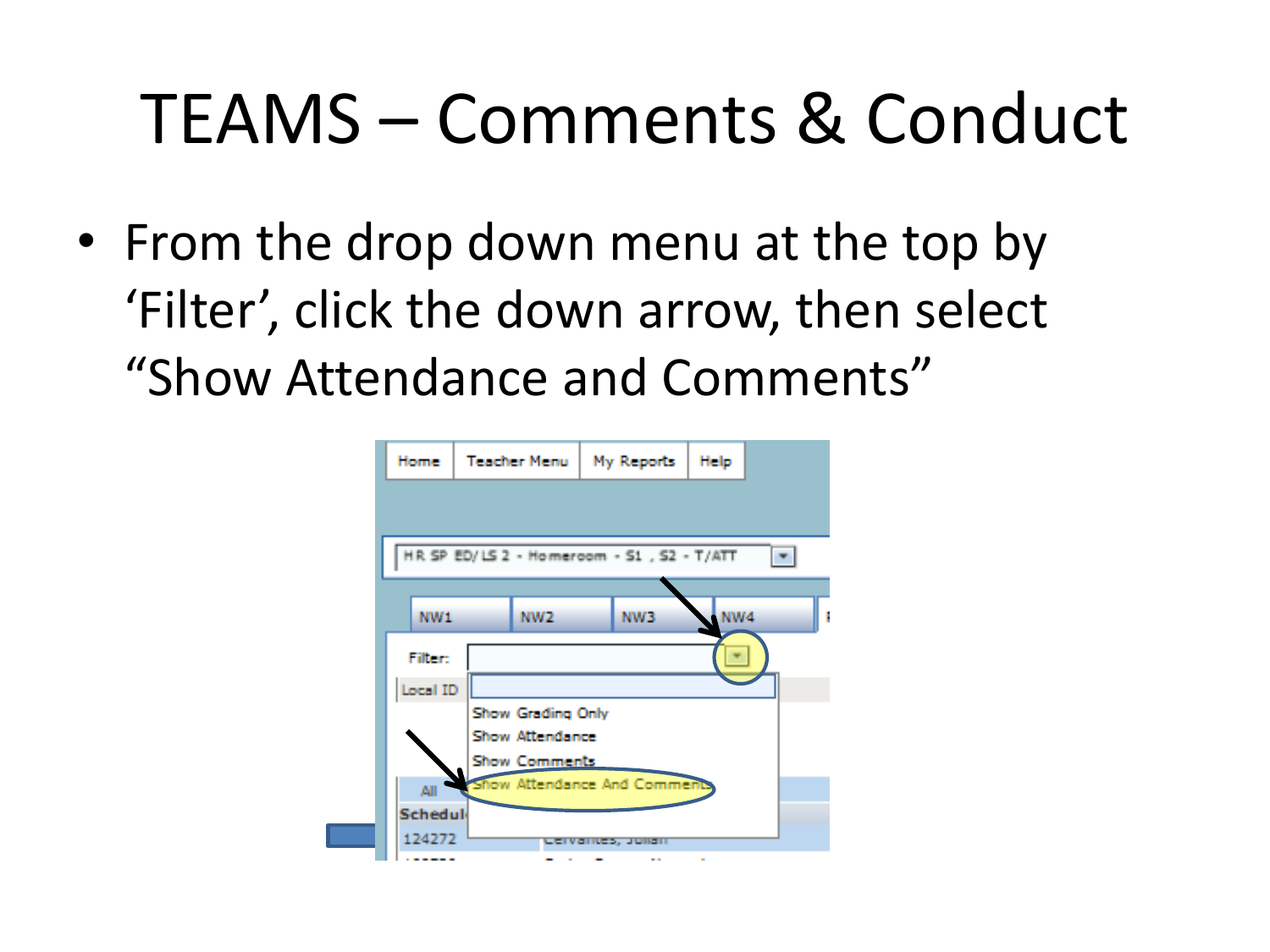# TEAMS – Comments & Conduct

- From the drop down menu at the top by ‘Filter’, click the down arrow, then select “Show Attendance and Comments”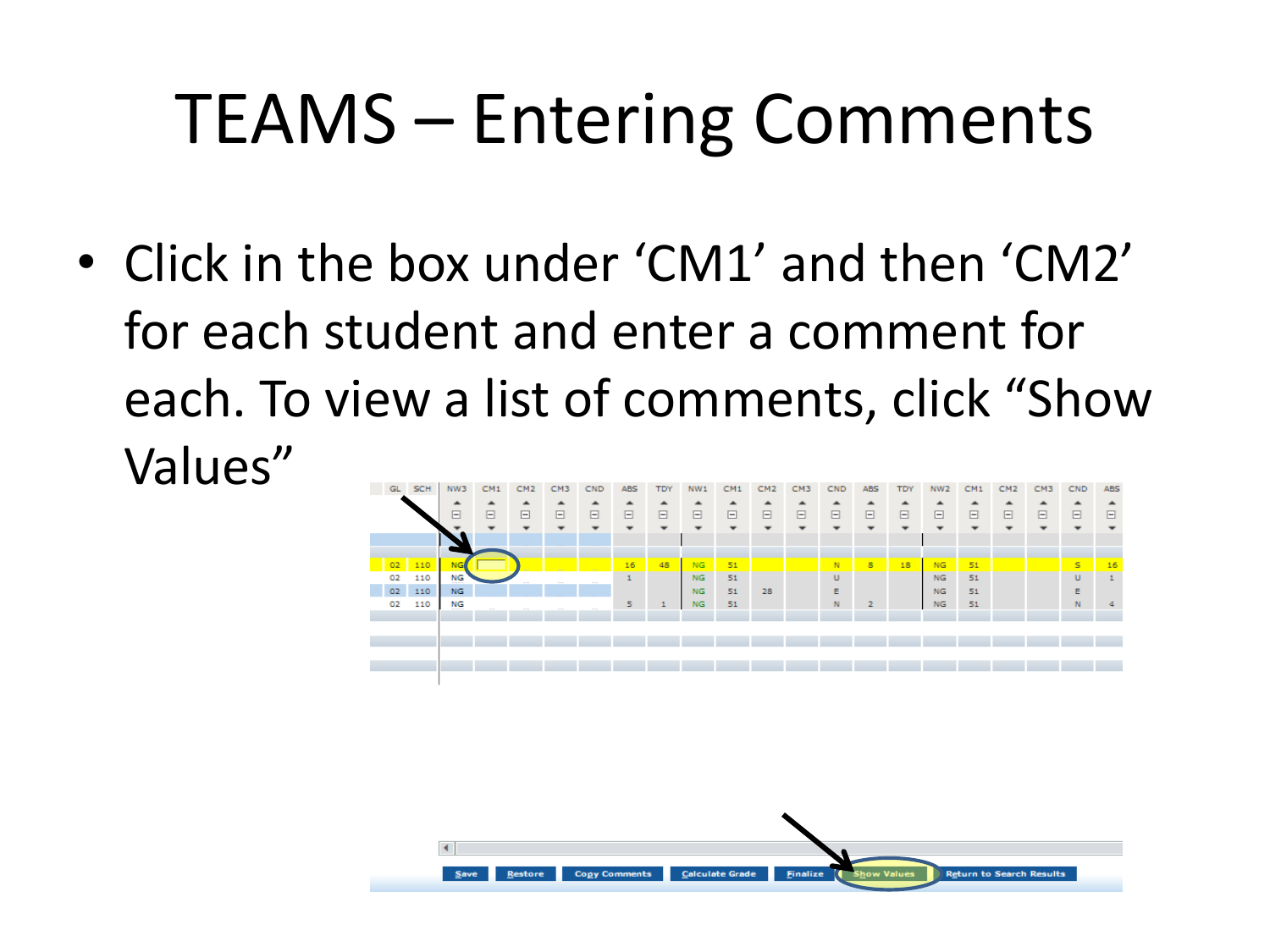# TEAMS – Entering Comments

- Click in the box under 'CM1' and then 'CM2' for each student and enter a comment for each. To view a list of comments, click "Show Values"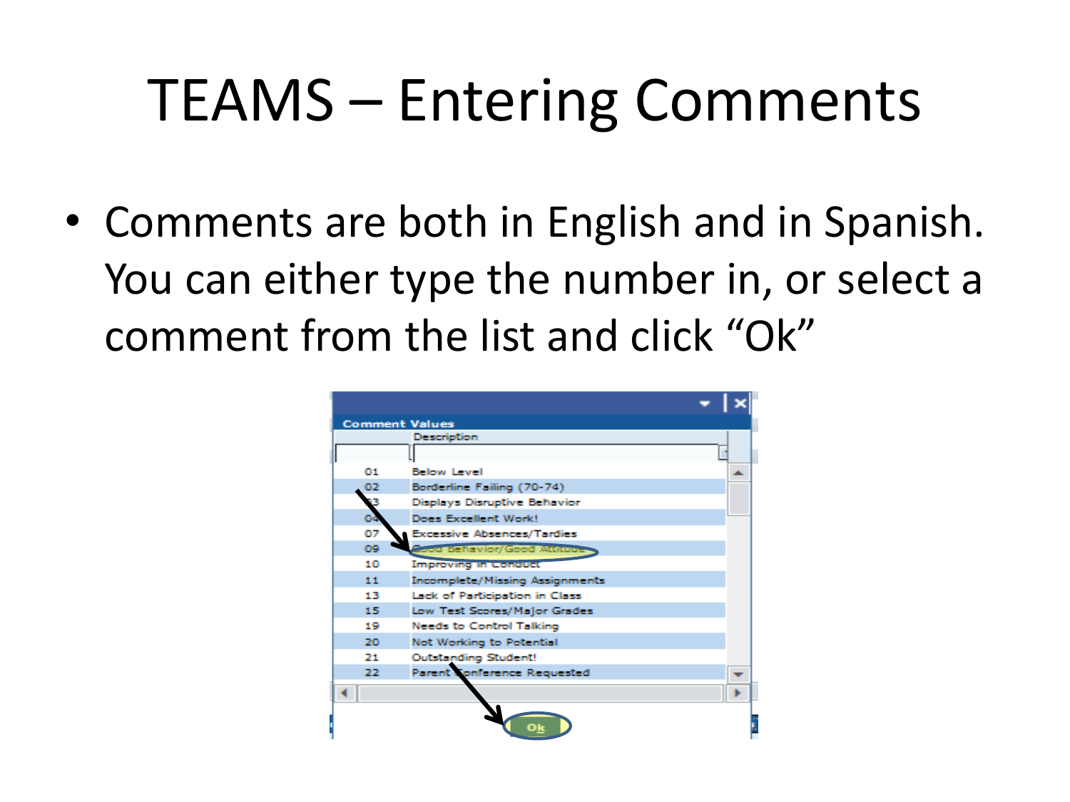# TEAMS – Entering Comments

- Comments are both in English and in Spanish. You can either type the number in, or select a comment from the list and click "Ok"

**Comment Values**

| | Description |
|---|---|
| 01 | Below Level |
| 02 | Borderline Failing (70-74) |
| 03 | Displays Disruptive Behavior |
| 04 | Does Excellent Work! |
| 07 | Excessive Absences/Tardies |
| 09 | Good Behavior/Good Attitude |
| 10 | Improving in Conduct |
| 11 | Incomplete/Missing Assignments |
| 13 | Lack of Participation in Class |
| 15 | Low Test Scores/Major Grades |
| 19 | Needs to Control Talking |
| 20 | Not Working to Potential |
| 21 | Outstanding Student! |
| 22 | Parent Conference Requested |

Ok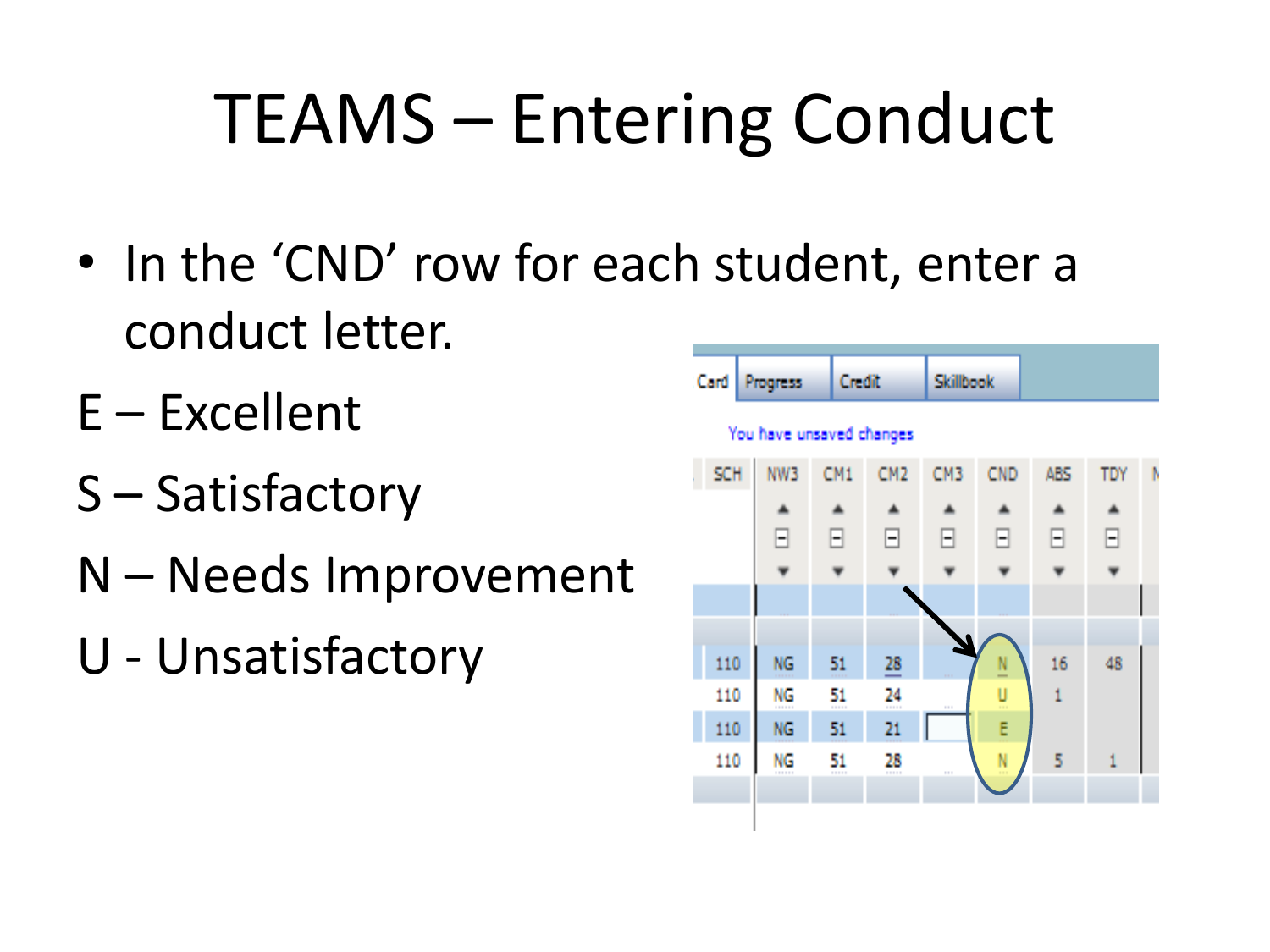# TEAMS – Entering Conduct

- In the 'CND' row for each student, enter a conduct letter.

E – Excellent

S – Satisfactory

N – Needs Improvement

U - Unsatisfactory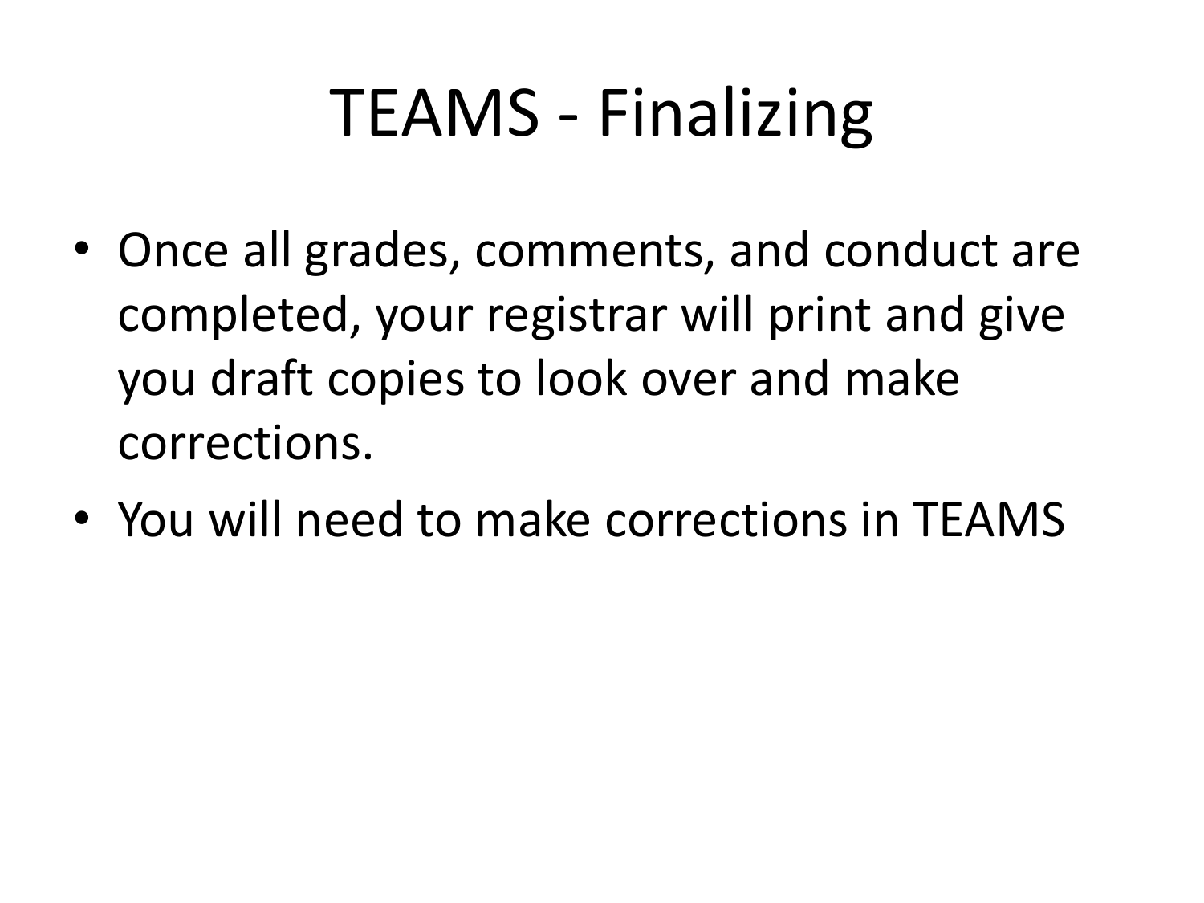# TEAMS - Finalizing

- Once all grades, comments, and conduct are completed, your registrar will print and give you draft copies to look over and make corrections.
- You will need to make corrections in TEAMS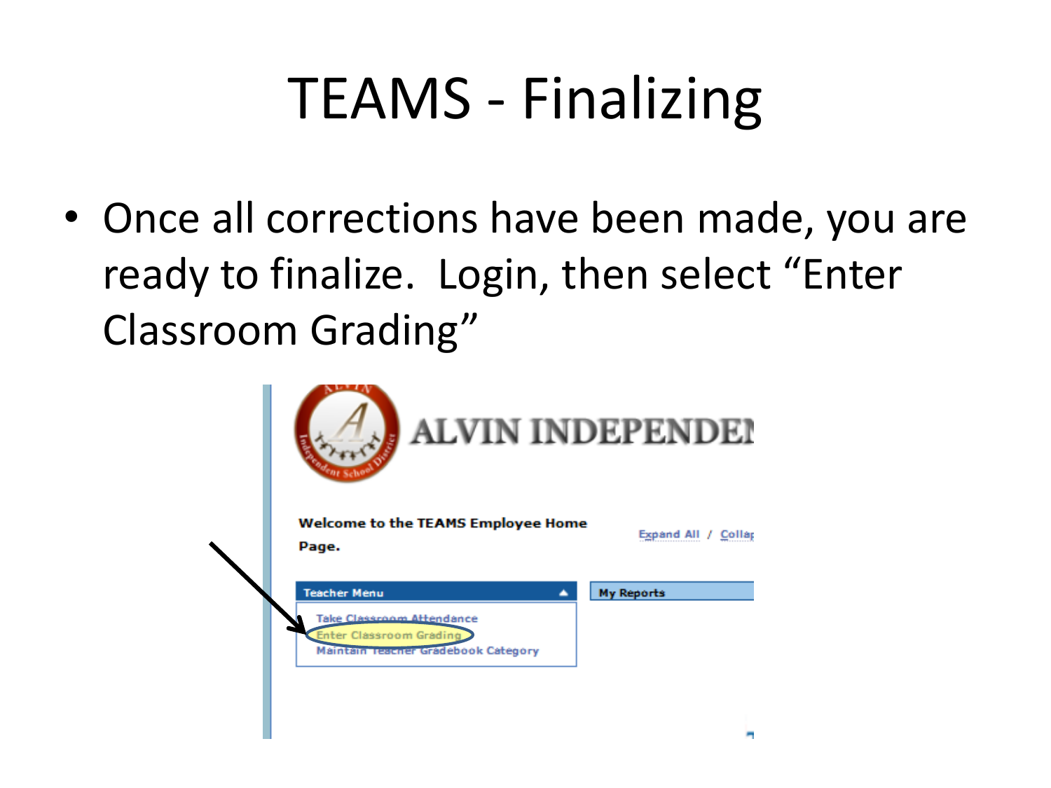# TEAMS - Finalizing

- Once all corrections have been made, you are ready to finalize. Login, then select "Enter Classroom Grading"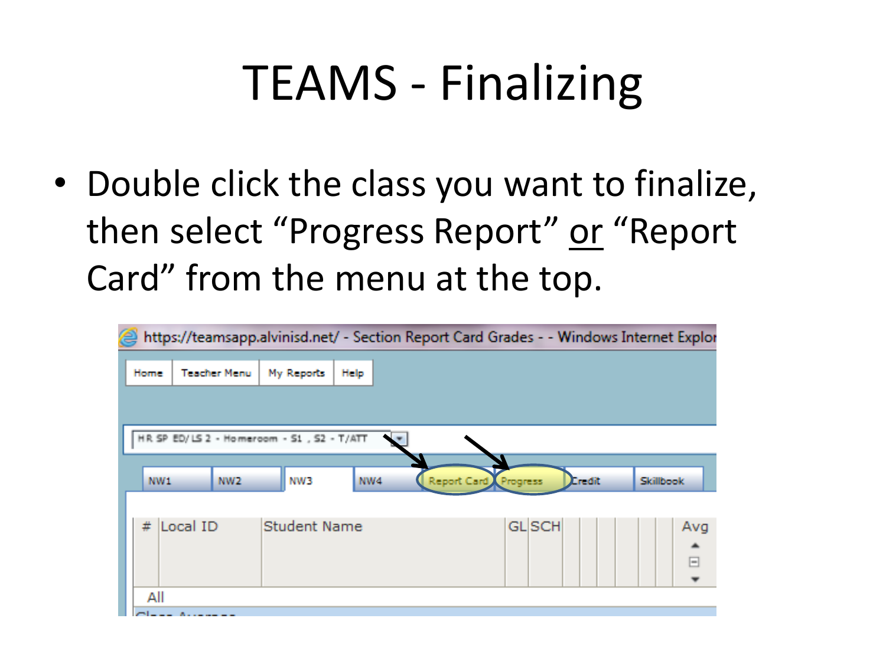# TEAMS - Finalizing

- Double click the class you want to finalize, then select "Progress Report" or "Report Card" from the menu at the top.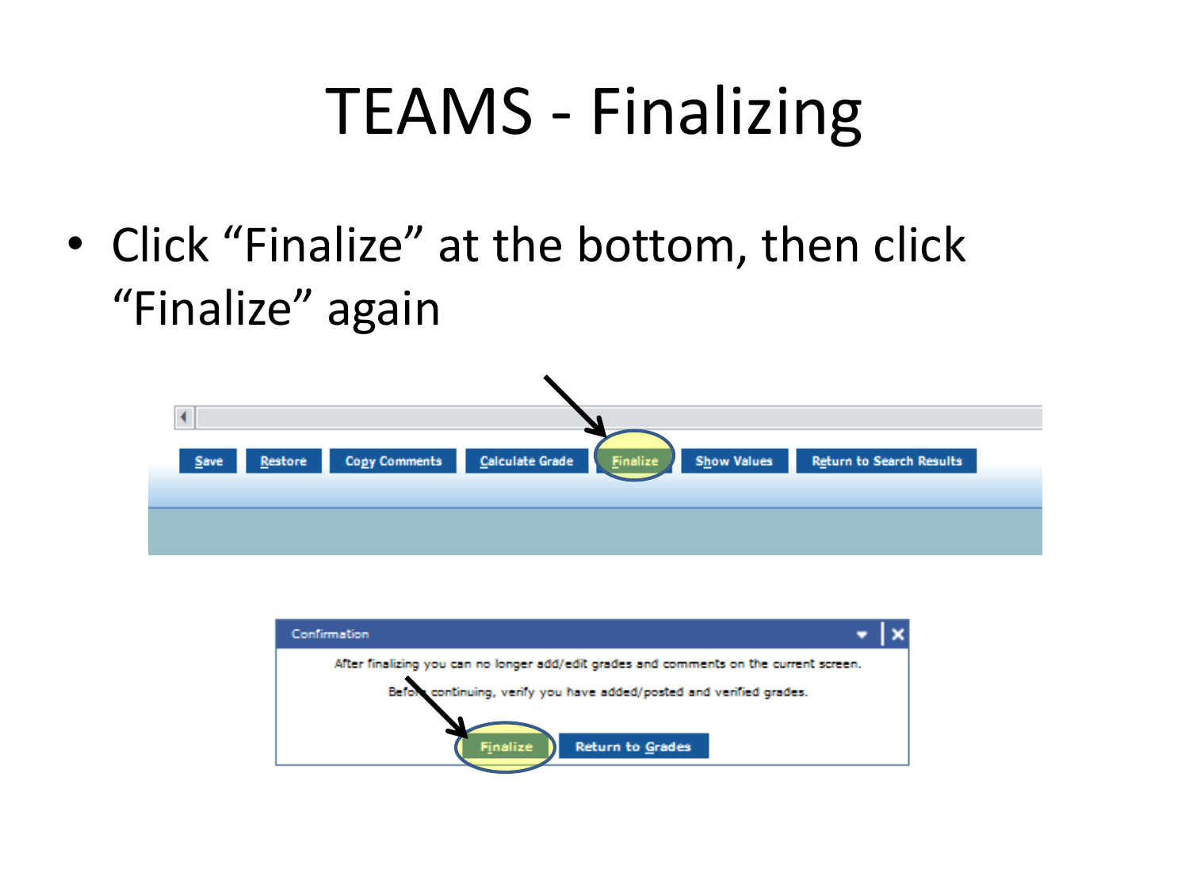# TEAMS - Finalizing

- Click "Finalize" at the bottom, then click "Finalize" again

Save | Restore | Copy Comments | Calculate Grade | Finalize | Show Values | Return to Search Results

Confirmation

After finalizing you can no longer add/edit grades and comments on the current screen.

Before continuing, verify you have added/posted and verified grades.

Finalize | Return to Grades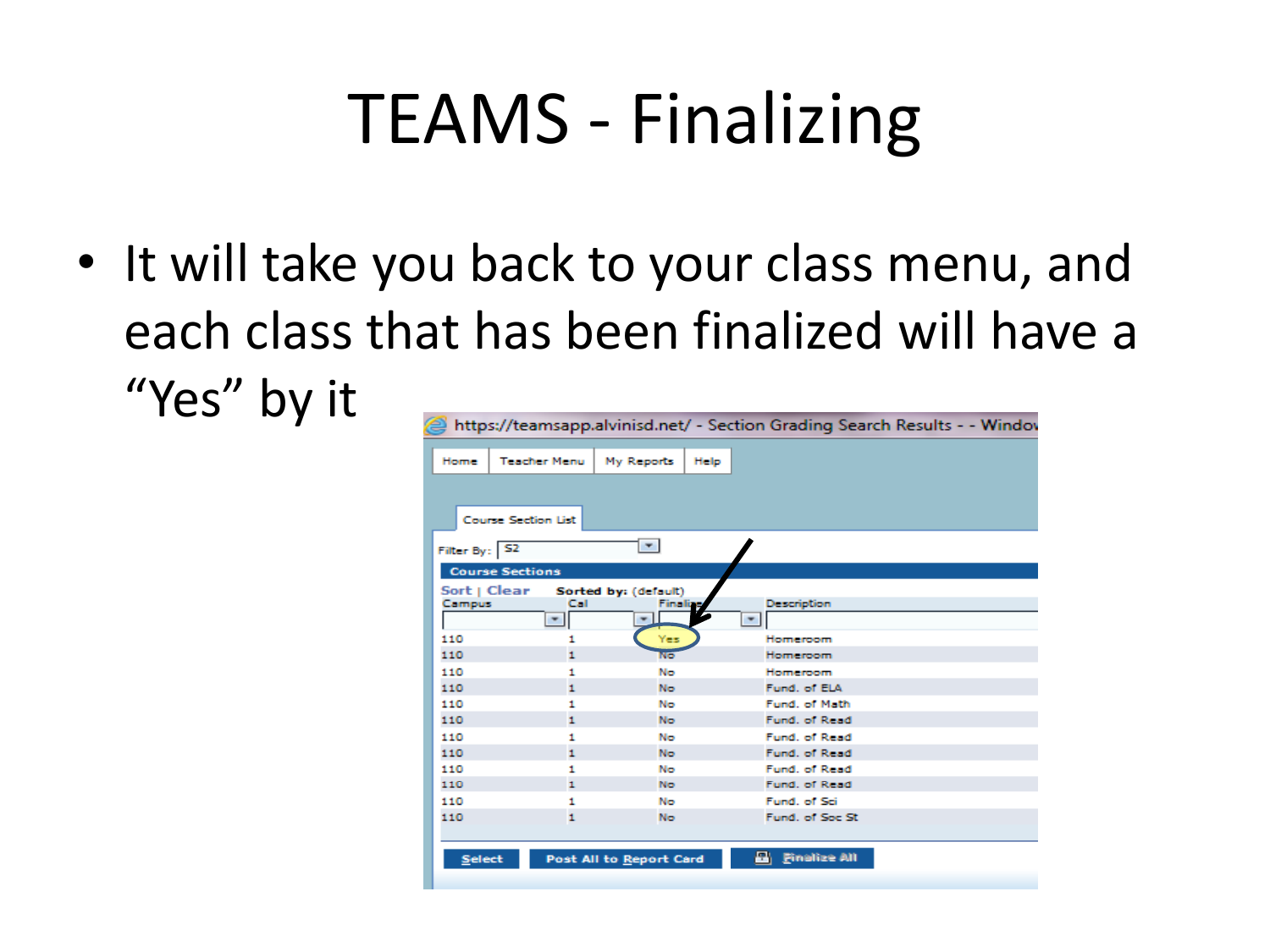# TEAMS - Finalizing

- It will take you back to your class menu, and each class that has been finalized will have a "Yes" by it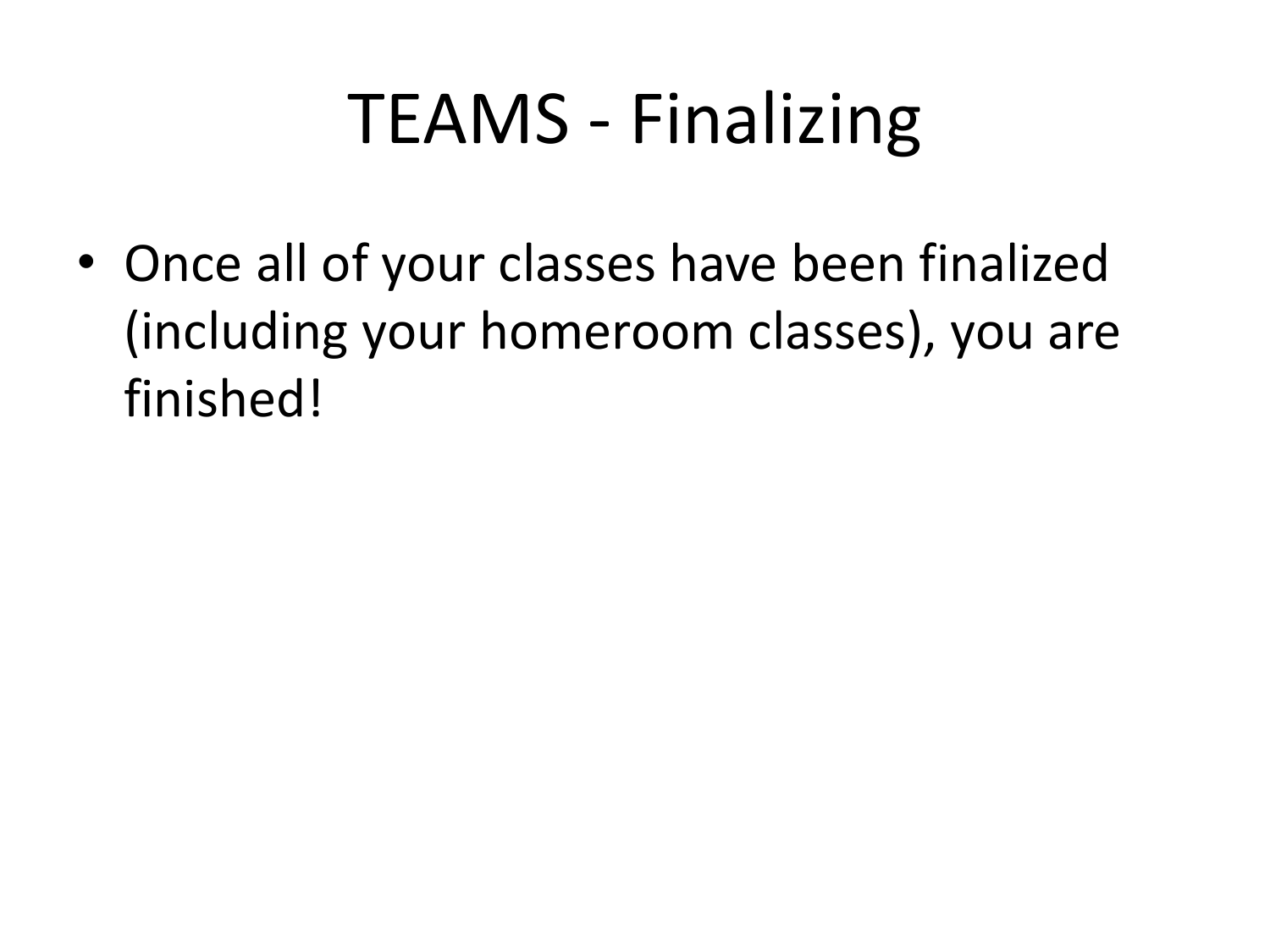# TEAMS - Finalizing

- Once all of your classes have been finalized (including your homeroom classes), you are finished!